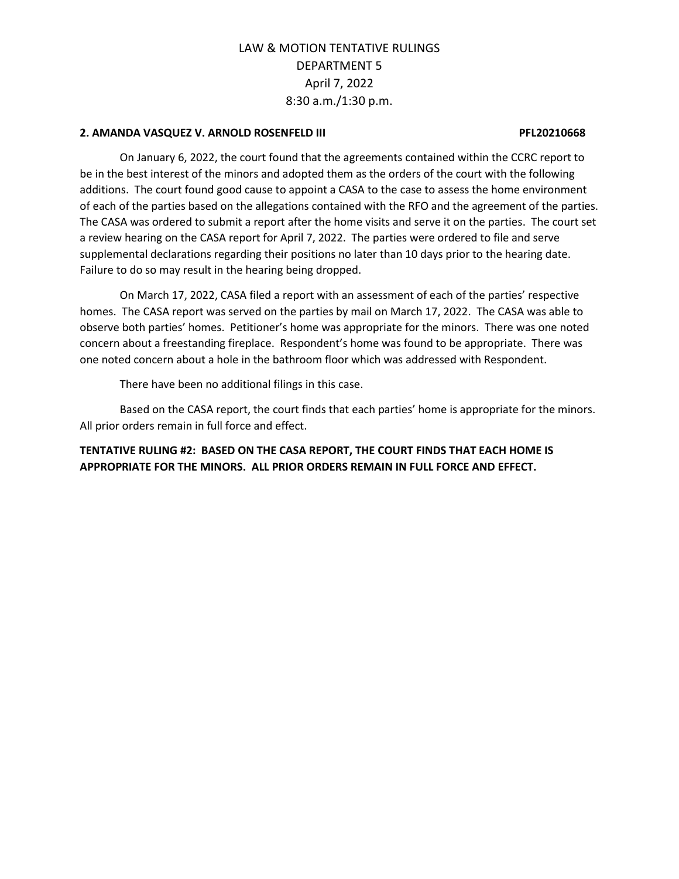# LAW & MOTION TENTATIVE RULINGS
## DEPARTMENT 5
## April 7, 2022
## 8:30 a.m./1:30 p.m.

**2. AMANDA VASQUEZ V. ARNOLD ROSENFELD III PFL20210668**

On January 6, 2022, the court found that the agreements contained within the CCRC report to be in the best interest of the minors and adopted them as the orders of the court with the following additions. The court found good cause to appoint a CASA to the case to assess the home environment of each of the parties based on the allegations contained with the RFO and the agreement of the parties. The CASA was ordered to submit a report after the home visits and serve it on the parties. The court set a review hearing on the CASA report for April 7, 2022. The parties were ordered to file and serve supplemental declarations regarding their positions no later than 10 days prior to the hearing date. Failure to do so may result in the hearing being dropped.

On March 17, 2022, CASA filed a report with an assessment of each of the parties' respective homes. The CASA report was served on the parties by mail on March 17, 2022. The CASA was able to observe both parties' homes. Petitioner's home was appropriate for the minors. There was one noted concern about a freestanding fireplace. Respondent's home was found to be appropriate. There was one noted concern about a hole in the bathroom floor which was addressed with Respondent.

There have been no additional filings in this case.

Based on the CASA report, the court finds that each parties' home is appropriate for the minors. All prior orders remain in full force and effect.

**TENTATIVE RULING #2: BASED ON THE CASA REPORT, THE COURT FINDS THAT EACH HOME IS APPROPRIATE FOR THE MINORS. ALL PRIOR ORDERS REMAIN IN FULL FORCE AND EFFECT.**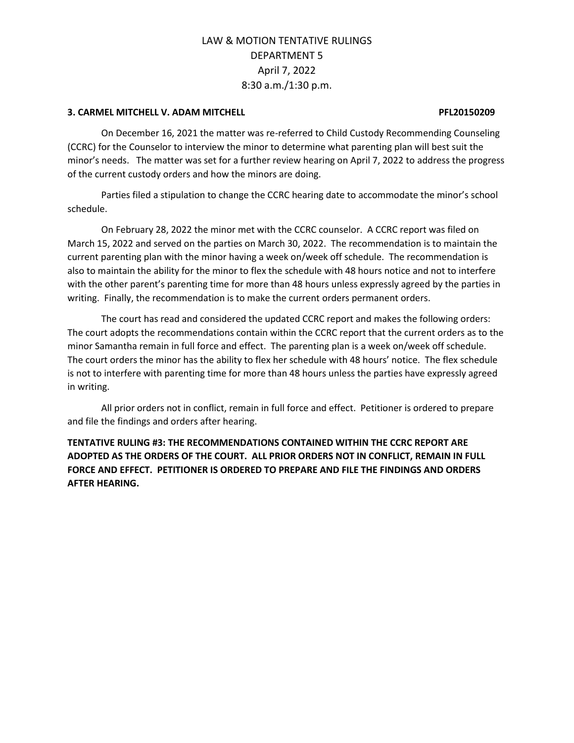# LAW & MOTION TENTATIVE RULINGS
## DEPARTMENT 5
## April 7, 2022
## 8:30 a.m./1:30 p.m.

**3. CARMEL MITCHELL V. ADAM MITCHELL PFL20150209**

On December 16, 2021 the matter was re-referred to Child Custody Recommending Counseling (CCRC) for the Counselor to interview the minor to determine what parenting plan will best suit the minor's needs. The matter was set for a further review hearing on April 7, 2022 to address the progress of the current custody orders and how the minors are doing.

Parties filed a stipulation to change the CCRC hearing date to accommodate the minor's school schedule.

On February 28, 2022 the minor met with the CCRC counselor. A CCRC report was filed on March 15, 2022 and served on the parties on March 30, 2022. The recommendation is to maintain the current parenting plan with the minor having a week on/week off schedule. The recommendation is also to maintain the ability for the minor to flex the schedule with 48 hours notice and not to interfere with the other parent's parenting time for more than 48 hours unless expressly agreed by the parties in writing. Finally, the recommendation is to make the current orders permanent orders.

The court has read and considered the updated CCRC report and makes the following orders: The court adopts the recommendations contain within the CCRC report that the current orders as to the minor Samantha remain in full force and effect. The parenting plan is a week on/week off schedule. The court orders the minor has the ability to flex her schedule with 48 hours' notice. The flex schedule is not to interfere with parenting time for more than 48 hours unless the parties have expressly agreed in writing.

All prior orders not in conflict, remain in full force and effect. Petitioner is ordered to prepare and file the findings and orders after hearing.

**TENTATIVE RULING #3: THE RECOMMENDATIONS CONTAINED WITHIN THE CCRC REPORT ARE ADOPTED AS THE ORDERS OF THE COURT. ALL PRIOR ORDERS NOT IN CONFLICT, REMAIN IN FULL FORCE AND EFFECT. PETITIONER IS ORDERED TO PREPARE AND FILE THE FINDINGS AND ORDERS AFTER HEARING.**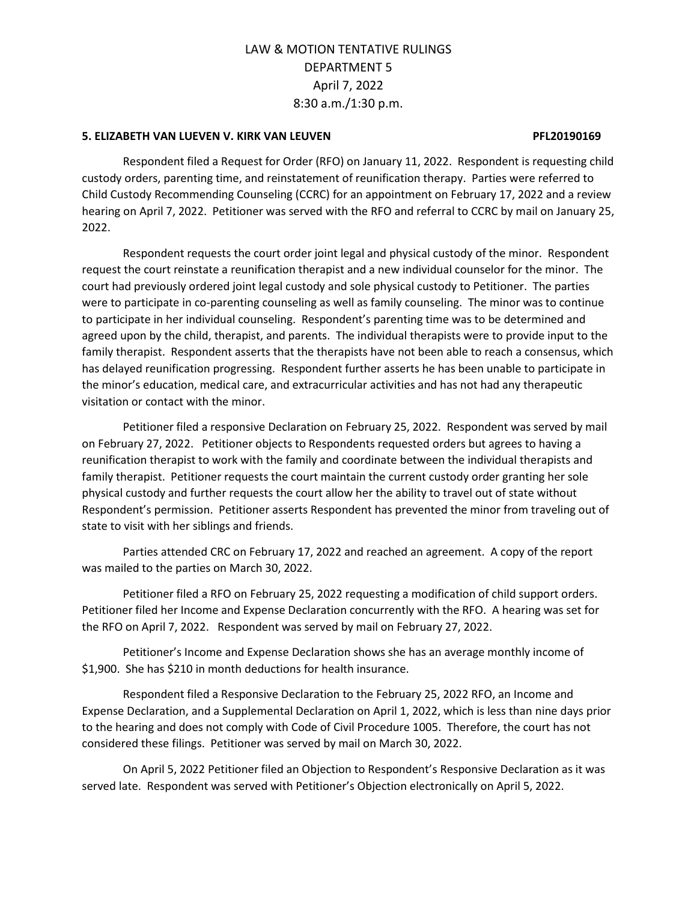LAW & MOTION TENTATIVE RULINGS
DEPARTMENT 5
April 7, 2022
8:30 a.m./1:30 p.m.

**5. ELIZABETH VAN LUEVEN V. KIRK VAN LEUVEN PFL20190169**

Respondent filed a Request for Order (RFO) on January 11, 2022. Respondent is requesting child custody orders, parenting time, and reinstatement of reunification therapy. Parties were referred to Child Custody Recommending Counseling (CCRC) for an appointment on February 17, 2022 and a review hearing on April 7, 2022. Petitioner was served with the RFO and referral to CCRC by mail on January 25, 2022.

Respondent requests the court order joint legal and physical custody of the minor. Respondent request the court reinstate a reunification therapist and a new individual counselor for the minor. The court had previously ordered joint legal custody and sole physical custody to Petitioner. The parties were to participate in co-parenting counseling as well as family counseling. The minor was to continue to participate in her individual counseling. Respondent's parenting time was to be determined and agreed upon by the child, therapist, and parents. The individual therapists were to provide input to the family therapist. Respondent asserts that the therapists have not been able to reach a consensus, which has delayed reunification progressing. Respondent further asserts he has been unable to participate in the minor's education, medical care, and extracurricular activities and has not had any therapeutic visitation or contact with the minor.

Petitioner filed a responsive Declaration on February 25, 2022. Respondent was served by mail on February 27, 2022. Petitioner objects to Respondents requested orders but agrees to having a reunification therapist to work with the family and coordinate between the individual therapists and family therapist. Petitioner requests the court maintain the current custody order granting her sole physical custody and further requests the court allow her the ability to travel out of state without Respondent's permission. Petitioner asserts Respondent has prevented the minor from traveling out of state to visit with her siblings and friends.

Parties attended CRC on February 17, 2022 and reached an agreement. A copy of the report was mailed to the parties on March 30, 2022.

Petitioner filed a RFO on February 25, 2022 requesting a modification of child support orders. Petitioner filed her Income and Expense Declaration concurrently with the RFO. A hearing was set for the RFO on April 7, 2022. Respondent was served by mail on February 27, 2022.

Petitioner's Income and Expense Declaration shows she has an average monthly income of $1,900. She has $210 in month deductions for health insurance.

Respondent filed a Responsive Declaration to the February 25, 2022 RFO, an Income and Expense Declaration, and a Supplemental Declaration on April 1, 2022, which is less than nine days prior to the hearing and does not comply with Code of Civil Procedure 1005. Therefore, the court has not considered these filings. Petitioner was served by mail on March 30, 2022.

On April 5, 2022 Petitioner filed an Objection to Respondent's Responsive Declaration as it was served late. Respondent was served with Petitioner's Objection electronically on April 5, 2022.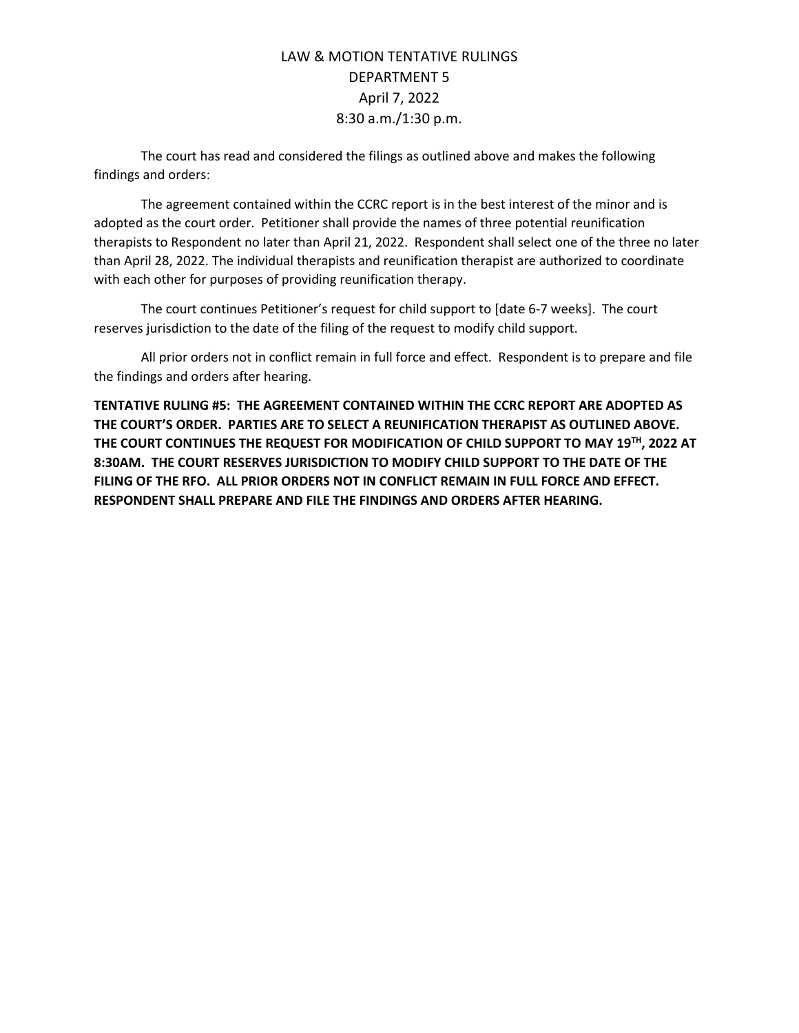LAW & MOTION TENTATIVE RULINGS
DEPARTMENT 5
April 7, 2022
8:30 a.m./1:30 p.m.

The court has read and considered the filings as outlined above and makes the following findings and orders:

The agreement contained within the CCRC report is in the best interest of the minor and is adopted as the court order. Petitioner shall provide the names of three potential reunification therapists to Respondent no later than April 21, 2022. Respondent shall select one of the three no later than April 28, 2022. The individual therapists and reunification therapist are authorized to coordinate with each other for purposes of providing reunification therapy.

The court continues Petitioner's request for child support to [date 6-7 weeks]. The court reserves jurisdiction to the date of the filing of the request to modify child support.

All prior orders not in conflict remain in full force and effect. Respondent is to prepare and file the findings and orders after hearing.

**TENTATIVE RULING #5: THE AGREEMENT CONTAINED WITHIN THE CCRC REPORT ARE ADOPTED AS THE COURT'S ORDER. PARTIES ARE TO SELECT A REUNIFICATION THERAPIST AS OUTLINED ABOVE. THE COURT CONTINUES THE REQUEST FOR MODIFICATION OF CHILD SUPPORT TO MAY 19TH, 2022 AT 8:30AM. THE COURT RESERVES JURISDICTION TO MODIFY CHILD SUPPORT TO THE DATE OF THE FILING OF THE RFO. ALL PRIOR ORDERS NOT IN CONFLICT REMAIN IN FULL FORCE AND EFFECT. RESPONDENT SHALL PREPARE AND FILE THE FINDINGS AND ORDERS AFTER HEARING.**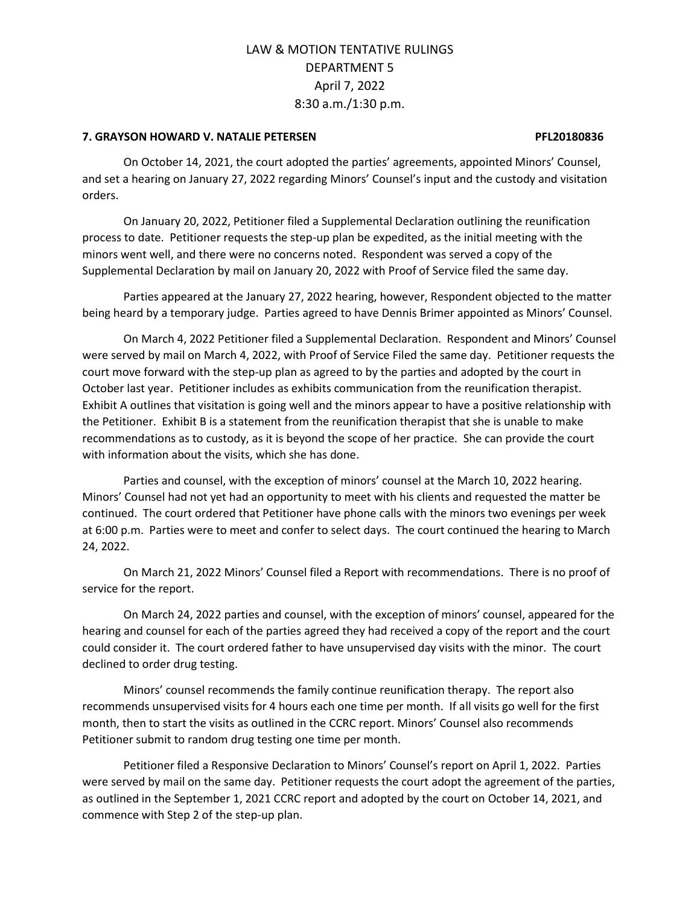# LAW & MOTION TENTATIVE RULINGS
## DEPARTMENT 5
## April 7, 2022
## 8:30 a.m./1:30 p.m.

**7. GRAYSON HOWARD V. NATALIE PETERSEN PFL20180836**

On October 14, 2021, the court adopted the parties' agreements, appointed Minors' Counsel, and set a hearing on January 27, 2022 regarding Minors' Counsel's input and the custody and visitation orders.

On January 20, 2022, Petitioner filed a Supplemental Declaration outlining the reunification process to date. Petitioner requests the step-up plan be expedited, as the initial meeting with the minors went well, and there were no concerns noted. Respondent was served a copy of the Supplemental Declaration by mail on January 20, 2022 with Proof of Service filed the same day.

Parties appeared at the January 27, 2022 hearing, however, Respondent objected to the matter being heard by a temporary judge. Parties agreed to have Dennis Brimer appointed as Minors' Counsel.

On March 4, 2022 Petitioner filed a Supplemental Declaration. Respondent and Minors' Counsel were served by mail on March 4, 2022, with Proof of Service Filed the same day. Petitioner requests the court move forward with the step-up plan as agreed to by the parties and adopted by the court in October last year. Petitioner includes as exhibits communication from the reunification therapist. Exhibit A outlines that visitation is going well and the minors appear to have a positive relationship with the Petitioner. Exhibit B is a statement from the reunification therapist that she is unable to make recommendations as to custody, as it is beyond the scope of her practice. She can provide the court with information about the visits, which she has done.

Parties and counsel, with the exception of minors' counsel at the March 10, 2022 hearing. Minors' Counsel had not yet had an opportunity to meet with his clients and requested the matter be continued. The court ordered that Petitioner have phone calls with the minors two evenings per week at 6:00 p.m. Parties were to meet and confer to select days. The court continued the hearing to March 24, 2022.

On March 21, 2022 Minors' Counsel filed a Report with recommendations. There is no proof of service for the report.

On March 24, 2022 parties and counsel, with the exception of minors' counsel, appeared for the hearing and counsel for each of the parties agreed they had received a copy of the report and the court could consider it. The court ordered father to have unsupervised day visits with the minor. The court declined to order drug testing.

Minors' counsel recommends the family continue reunification therapy. The report also recommends unsupervised visits for 4 hours each one time per month. If all visits go well for the first month, then to start the visits as outlined in the CCRC report. Minors' Counsel also recommends Petitioner submit to random drug testing one time per month.

Petitioner filed a Responsive Declaration to Minors' Counsel's report on April 1, 2022. Parties were served by mail on the same day. Petitioner requests the court adopt the agreement of the parties, as outlined in the September 1, 2021 CCRC report and adopted by the court on October 14, 2021, and commence with Step 2 of the step-up plan.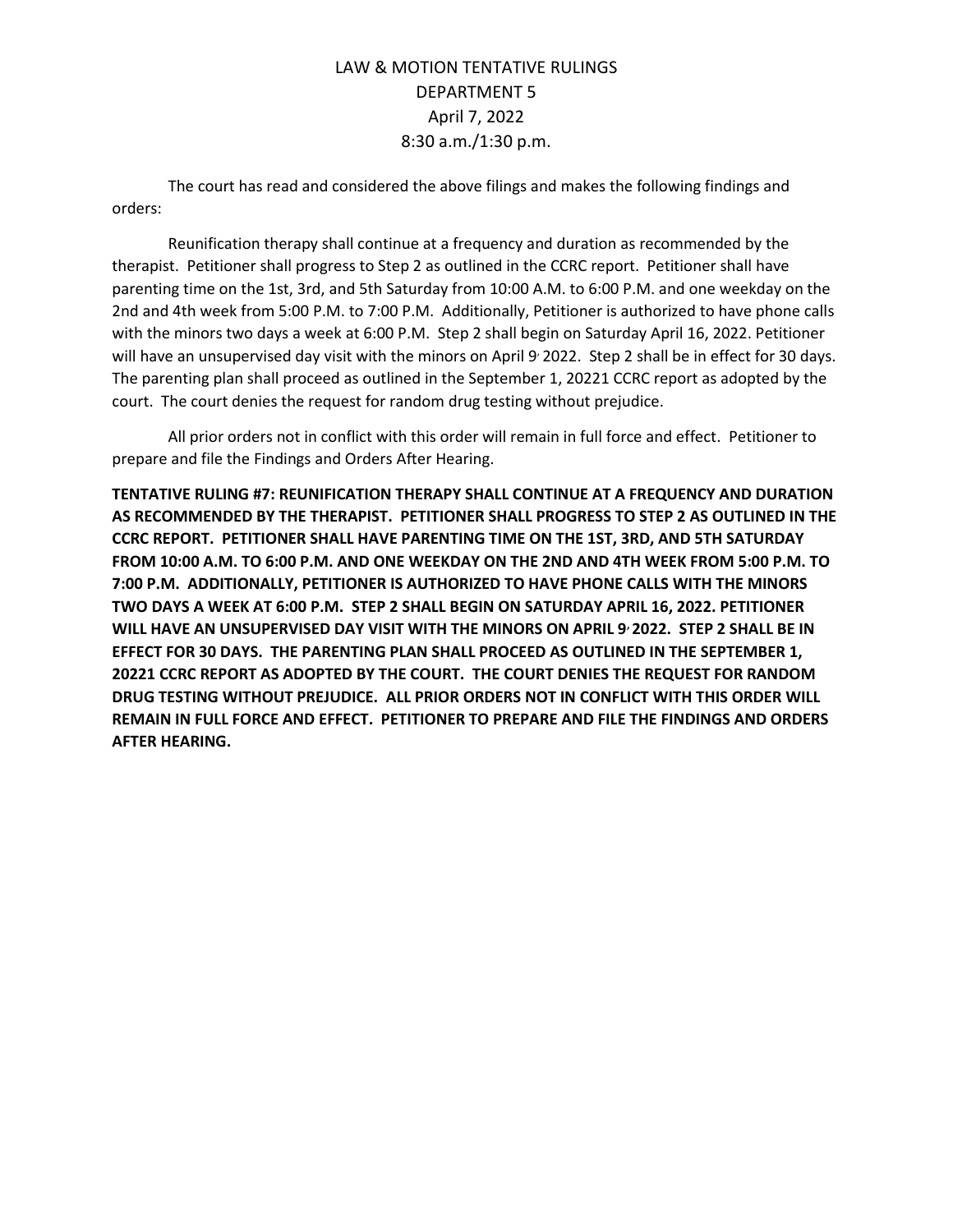LAW & MOTION TENTATIVE RULINGS
DEPARTMENT 5
April 7, 2022
8:30 a.m./1:30 p.m.

The court has read and considered the above filings and makes the following findings and orders:

Reunification therapy shall continue at a frequency and duration as recommended by the therapist. Petitioner shall progress to Step 2 as outlined in the CCRC report. Petitioner shall have parenting time on the 1st, 3rd, and 5th Saturday from 10:00 A.M. to 6:00 P.M. and one weekday on the 2nd and 4th week from 5:00 P.M. to 7:00 P.M. Additionally, Petitioner is authorized to have phone calls with the minors two days a week at 6:00 P.M. Step 2 shall begin on Saturday April 16, 2022. Petitioner will have an unsupervised day visit with the minors on April 9, 2022. Step 2 shall be in effect for 30 days. The parenting plan shall proceed as outlined in the September 1, 20221 CCRC report as adopted by the court. The court denies the request for random drug testing without prejudice.

All prior orders not in conflict with this order will remain in full force and effect. Petitioner to prepare and file the Findings and Orders After Hearing.

**TENTATIVE RULING #7: REUNIFICATION THERAPY SHALL CONTINUE AT A FREQUENCY AND DURATION AS RECOMMENDED BY THE THERAPIST. PETITIONER SHALL PROGRESS TO STEP 2 AS OUTLINED IN THE CCRC REPORT. PETITIONER SHALL HAVE PARENTING TIME ON THE 1ST, 3RD, AND 5TH SATURDAY FROM 10:00 A.M. TO 6:00 P.M. AND ONE WEEKDAY ON THE 2ND AND 4TH WEEK FROM 5:00 P.M. TO 7:00 P.M. ADDITIONALLY, PETITIONER IS AUTHORIZED TO HAVE PHONE CALLS WITH THE MINORS TWO DAYS A WEEK AT 6:00 P.M. STEP 2 SHALL BEGIN ON SATURDAY APRIL 16, 2022. PETITIONER WILL HAVE AN UNSUPERVISED DAY VISIT WITH THE MINORS ON APRIL 9, 2022. STEP 2 SHALL BE IN EFFECT FOR 30 DAYS. THE PARENTING PLAN SHALL PROCEED AS OUTLINED IN THE SEPTEMBER 1, 20221 CCRC REPORT AS ADOPTED BY THE COURT. THE COURT DENIES THE REQUEST FOR RANDOM DRUG TESTING WITHOUT PREJUDICE. ALL PRIOR ORDERS NOT IN CONFLICT WITH THIS ORDER WILL REMAIN IN FULL FORCE AND EFFECT. PETITIONER TO PREPARE AND FILE THE FINDINGS AND ORDERS AFTER HEARING.**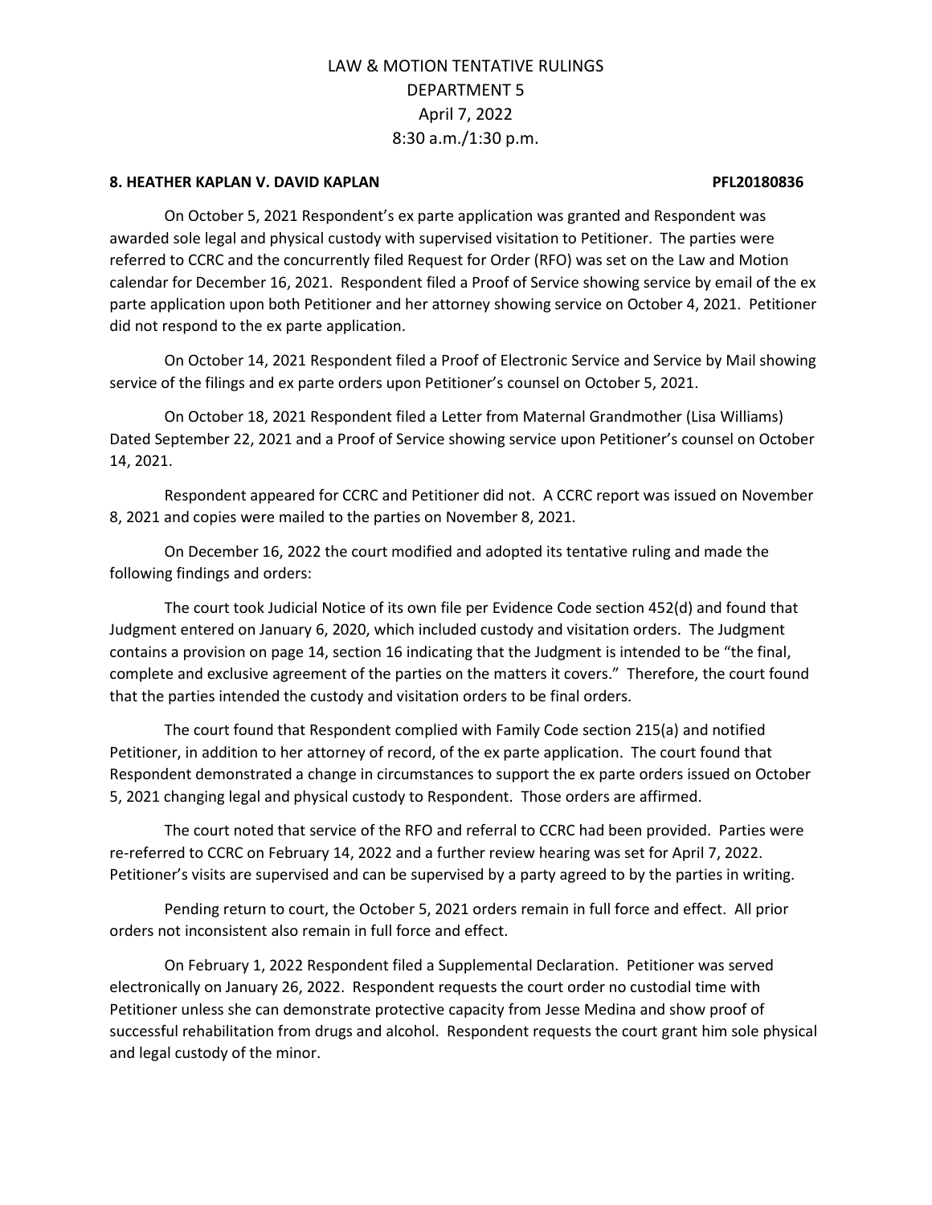LAW & MOTION TENTATIVE RULINGS
DEPARTMENT 5
April 7, 2022
8:30 a.m./1:30 p.m.

**8. HEATHER KAPLAN V. DAVID KAPLAN PFL20180836**

On October 5, 2021 Respondent's ex parte application was granted and Respondent was awarded sole legal and physical custody with supervised visitation to Petitioner. The parties were referred to CCRC and the concurrently filed Request for Order (RFO) was set on the Law and Motion calendar for December 16, 2021. Respondent filed a Proof of Service showing service by email of the ex parte application upon both Petitioner and her attorney showing service on October 4, 2021. Petitioner did not respond to the ex parte application.

On October 14, 2021 Respondent filed a Proof of Electronic Service and Service by Mail showing service of the filings and ex parte orders upon Petitioner's counsel on October 5, 2021.

On October 18, 2021 Respondent filed a Letter from Maternal Grandmother (Lisa Williams) Dated September 22, 2021 and a Proof of Service showing service upon Petitioner's counsel on October 14, 2021.

Respondent appeared for CCRC and Petitioner did not. A CCRC report was issued on November 8, 2021 and copies were mailed to the parties on November 8, 2021.

On December 16, 2022 the court modified and adopted its tentative ruling and made the following findings and orders:

The court took Judicial Notice of its own file per Evidence Code section 452(d) and found that Judgment entered on January 6, 2020, which included custody and visitation orders. The Judgment contains a provision on page 14, section 16 indicating that the Judgment is intended to be "the final, complete and exclusive agreement of the parties on the matters it covers." Therefore, the court found that the parties intended the custody and visitation orders to be final orders.

The court found that Respondent complied with Family Code section 215(a) and notified Petitioner, in addition to her attorney of record, of the ex parte application. The court found that Respondent demonstrated a change in circumstances to support the ex parte orders issued on October 5, 2021 changing legal and physical custody to Respondent. Those orders are affirmed.

The court noted that service of the RFO and referral to CCRC had been provided. Parties were re-referred to CCRC on February 14, 2022 and a further review hearing was set for April 7, 2022. Petitioner's visits are supervised and can be supervised by a party agreed to by the parties in writing.

Pending return to court, the October 5, 2021 orders remain in full force and effect. All prior orders not inconsistent also remain in full force and effect.

On February 1, 2022 Respondent filed a Supplemental Declaration. Petitioner was served electronically on January 26, 2022. Respondent requests the court order no custodial time with Petitioner unless she can demonstrate protective capacity from Jesse Medina and show proof of successful rehabilitation from drugs and alcohol. Respondent requests the court grant him sole physical and legal custody of the minor.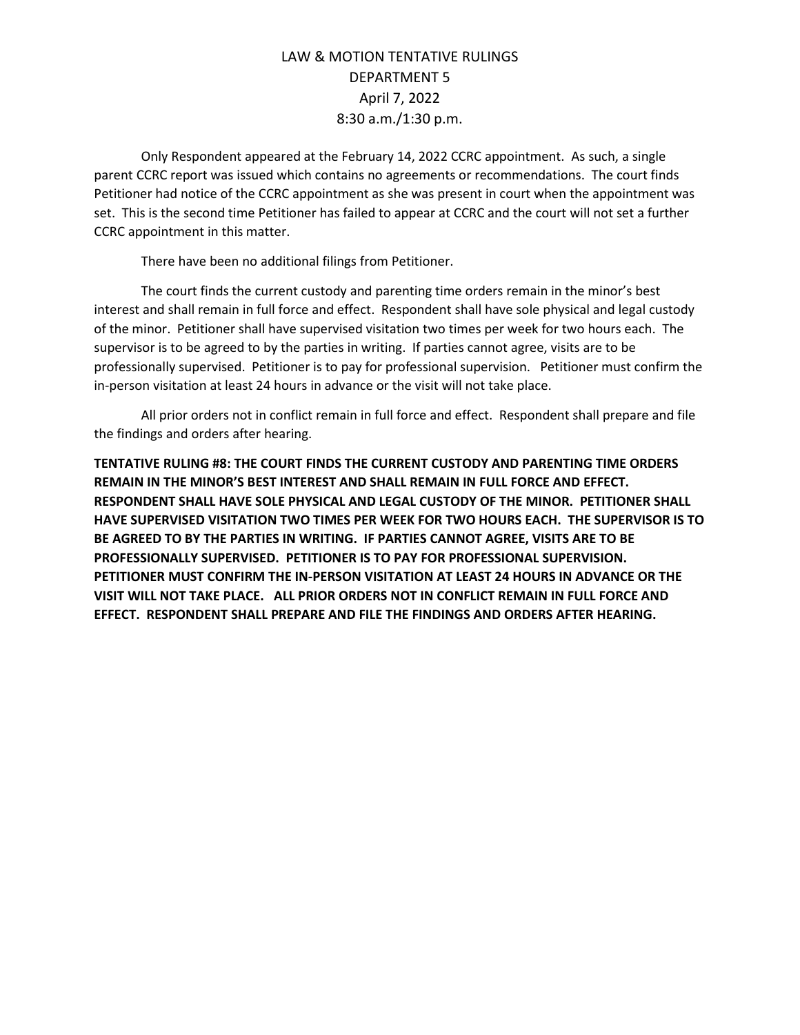LAW & MOTION TENTATIVE RULINGS
DEPARTMENT 5
April 7, 2022
8:30 a.m./1:30 p.m.

Only Respondent appeared at the February 14, 2022 CCRC appointment. As such, a single parent CCRC report was issued which contains no agreements or recommendations. The court finds Petitioner had notice of the CCRC appointment as she was present in court when the appointment was set. This is the second time Petitioner has failed to appear at CCRC and the court will not set a further CCRC appointment in this matter.

There have been no additional filings from Petitioner.

The court finds the current custody and parenting time orders remain in the minor's best interest and shall remain in full force and effect. Respondent shall have sole physical and legal custody of the minor. Petitioner shall have supervised visitation two times per week for two hours each. The supervisor is to be agreed to by the parties in writing. If parties cannot agree, visits are to be professionally supervised. Petitioner is to pay for professional supervision. Petitioner must confirm the in-person visitation at least 24 hours in advance or the visit will not take place.

All prior orders not in conflict remain in full force and effect. Respondent shall prepare and file the findings and orders after hearing.

**TENTATIVE RULING #8: THE COURT FINDS THE CURRENT CUSTODY AND PARENTING TIME ORDERS REMAIN IN THE MINOR'S BEST INTEREST AND SHALL REMAIN IN FULL FORCE AND EFFECT. RESPONDENT SHALL HAVE SOLE PHYSICAL AND LEGAL CUSTODY OF THE MINOR. PETITIONER SHALL HAVE SUPERVISED VISITATION TWO TIMES PER WEEK FOR TWO HOURS EACH. THE SUPERVISOR IS TO BE AGREED TO BY THE PARTIES IN WRITING. IF PARTIES CANNOT AGREE, VISITS ARE TO BE PROFESSIONALLY SUPERVISED. PETITIONER IS TO PAY FOR PROFESSIONAL SUPERVISION. PETITIONER MUST CONFIRM THE IN-PERSON VISITATION AT LEAST 24 HOURS IN ADVANCE OR THE VISIT WILL NOT TAKE PLACE. ALL PRIOR ORDERS NOT IN CONFLICT REMAIN IN FULL FORCE AND EFFECT. RESPONDENT SHALL PREPARE AND FILE THE FINDINGS AND ORDERS AFTER HEARING.**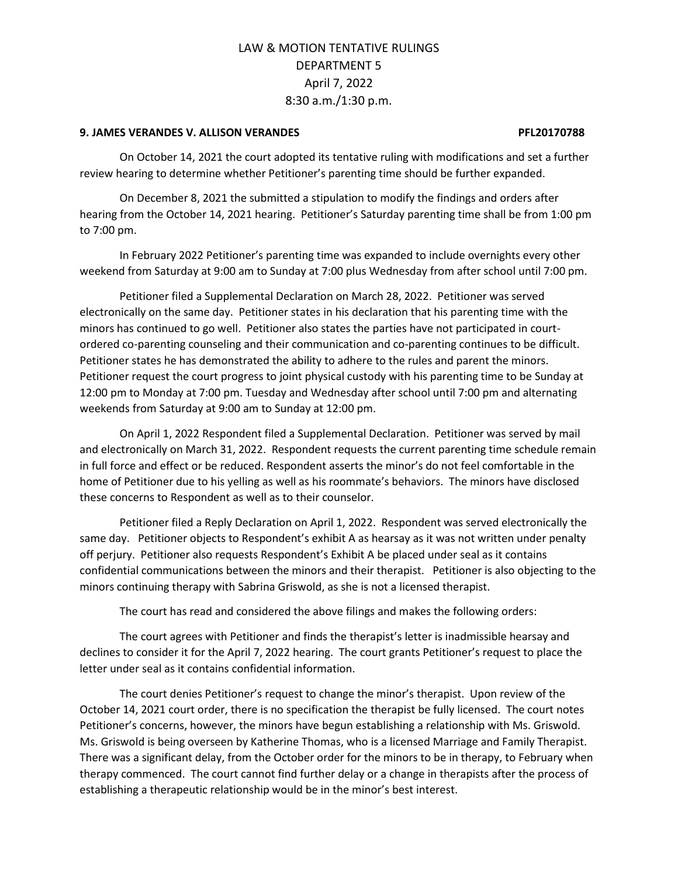LAW & MOTION TENTATIVE RULINGS
DEPARTMENT 5
April 7, 2022
8:30 a.m./1:30 p.m.

**9. JAMES VERANDES V. ALLISON VERANDES PFL20170788**

On October 14, 2021 the court adopted its tentative ruling with modifications and set a further review hearing to determine whether Petitioner's parenting time should be further expanded.

On December 8, 2021 the submitted a stipulation to modify the findings and orders after hearing from the October 14, 2021 hearing. Petitioner's Saturday parenting time shall be from 1:00 pm to 7:00 pm.

In February 2022 Petitioner's parenting time was expanded to include overnights every other weekend from Saturday at 9:00 am to Sunday at 7:00 plus Wednesday from after school until 7:00 pm.

Petitioner filed a Supplemental Declaration on March 28, 2022. Petitioner was served electronically on the same day. Petitioner states in his declaration that his parenting time with the minors has continued to go well. Petitioner also states the parties have not participated in court-ordered co-parenting counseling and their communication and co-parenting continues to be difficult. Petitioner states he has demonstrated the ability to adhere to the rules and parent the minors. Petitioner request the court progress to joint physical custody with his parenting time to be Sunday at 12:00 pm to Monday at 7:00 pm. Tuesday and Wednesday after school until 7:00 pm and alternating weekends from Saturday at 9:00 am to Sunday at 12:00 pm.

On April 1, 2022 Respondent filed a Supplemental Declaration. Petitioner was served by mail and electronically on March 31, 2022. Respondent requests the current parenting time schedule remain in full force and effect or be reduced. Respondent asserts the minor's do not feel comfortable in the home of Petitioner due to his yelling as well as his roommate's behaviors. The minors have disclosed these concerns to Respondent as well as to their counselor.

Petitioner filed a Reply Declaration on April 1, 2022. Respondent was served electronically the same day. Petitioner objects to Respondent's exhibit A as hearsay as it was not written under penalty off perjury. Petitioner also requests Respondent's Exhibit A be placed under seal as it contains confidential communications between the minors and their therapist. Petitioner is also objecting to the minors continuing therapy with Sabrina Griswold, as she is not a licensed therapist.

The court has read and considered the above filings and makes the following orders:

The court agrees with Petitioner and finds the therapist's letter is inadmissible hearsay and declines to consider it for the April 7, 2022 hearing. The court grants Petitioner's request to place the letter under seal as it contains confidential information.

The court denies Petitioner's request to change the minor's therapist. Upon review of the October 14, 2021 court order, there is no specification the therapist be fully licensed. The court notes Petitioner's concerns, however, the minors have begun establishing a relationship with Ms. Griswold. Ms. Griswold is being overseen by Katherine Thomas, who is a licensed Marriage and Family Therapist. There was a significant delay, from the October order for the minors to be in therapy, to February when therapy commenced. The court cannot find further delay or a change in therapists after the process of establishing a therapeutic relationship would be in the minor's best interest.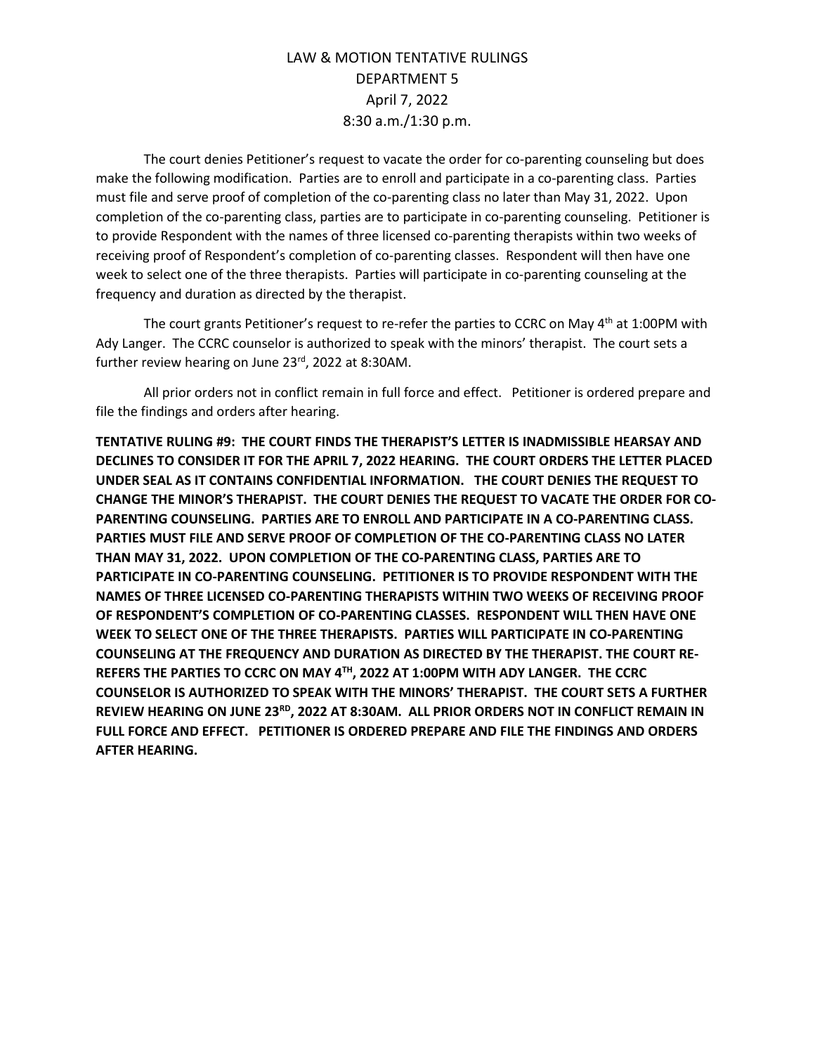LAW & MOTION TENTATIVE RULINGS
DEPARTMENT 5
April 7, 2022
8:30 a.m./1:30 p.m.

The court denies Petitioner's request to vacate the order for co-parenting counseling but does make the following modification. Parties are to enroll and participate in a co-parenting class. Parties must file and serve proof of completion of the co-parenting class no later than May 31, 2022. Upon completion of the co-parenting class, parties are to participate in co-parenting counseling. Petitioner is to provide Respondent with the names of three licensed co-parenting therapists within two weeks of receiving proof of Respondent's completion of co-parenting classes. Respondent will then have one week to select one of the three therapists. Parties will participate in co-parenting counseling at the frequency and duration as directed by the therapist.

The court grants Petitioner's request to re-refer the parties to CCRC on May 4th at 1:00PM with Ady Langer. The CCRC counselor is authorized to speak with the minors' therapist. The court sets a further review hearing on June 23rd, 2022 at 8:30AM.

All prior orders not in conflict remain in full force and effect. Petitioner is ordered prepare and file the findings and orders after hearing.

**TENTATIVE RULING #9: THE COURT FINDS THE THERAPIST'S LETTER IS INADMISSIBLE HEARSAY AND DECLINES TO CONSIDER IT FOR THE APRIL 7, 2022 HEARING. THE COURT ORDERS THE LETTER PLACED UNDER SEAL AS IT CONTAINS CONFIDENTIAL INFORMATION. THE COURT DENIES THE REQUEST TO CHANGE THE MINOR'S THERAPIST. THE COURT DENIES THE REQUEST TO VACATE THE ORDER FOR CO-PARENTING COUNSELING. PARTIES ARE TO ENROLL AND PARTICIPATE IN A CO-PARENTING CLASS. PARTIES MUST FILE AND SERVE PROOF OF COMPLETION OF THE CO-PARENTING CLASS NO LATER THAN MAY 31, 2022. UPON COMPLETION OF THE CO-PARENTING CLASS, PARTIES ARE TO PARTICIPATE IN CO-PARENTING COUNSELING. PETITIONER IS TO PROVIDE RESPONDENT WITH THE NAMES OF THREE LICENSED CO-PARENTING THERAPISTS WITHIN TWO WEEKS OF RECEIVING PROOF OF RESPONDENT'S COMPLETION OF CO-PARENTING CLASSES. RESPONDENT WILL THEN HAVE ONE WEEK TO SELECT ONE OF THE THREE THERAPISTS. PARTIES WILL PARTICIPATE IN CO-PARENTING COUNSELING AT THE FREQUENCY AND DURATION AS DIRECTED BY THE THERAPIST. THE COURT RE-REFERS THE PARTIES TO CCRC ON MAY 4TH, 2022 AT 1:00PM WITH ADY LANGER. THE CCRC COUNSELOR IS AUTHORIZED TO SPEAK WITH THE MINORS' THERAPIST. THE COURT SETS A FURTHER REVIEW HEARING ON JUNE 23RD, 2022 AT 8:30AM. ALL PRIOR ORDERS NOT IN CONFLICT REMAIN IN FULL FORCE AND EFFECT. PETITIONER IS ORDERED PREPARE AND FILE THE FINDINGS AND ORDERS AFTER HEARING.**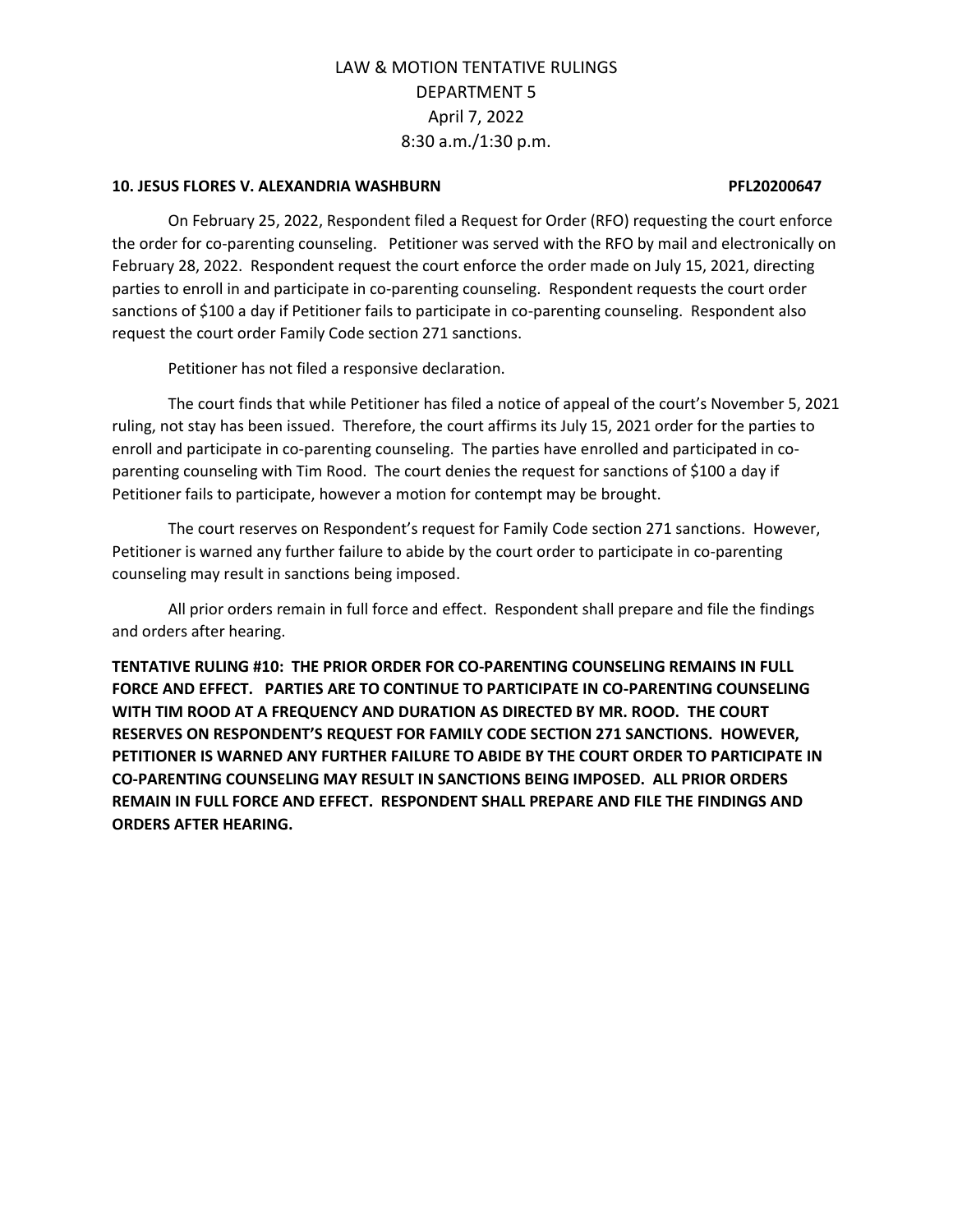LAW & MOTION TENTATIVE RULINGS
DEPARTMENT 5
April 7, 2022
8:30 a.m./1:30 p.m.

**10. JESUS FLORES V. ALEXANDRIA WASHBURN PFL20200647**

On February 25, 2022, Respondent filed a Request for Order (RFO) requesting the court enforce the order for co-parenting counseling. Petitioner was served with the RFO by mail and electronically on February 28, 2022. Respondent request the court enforce the order made on July 15, 2021, directing parties to enroll in and participate in co-parenting counseling. Respondent requests the court order sanctions of $100 a day if Petitioner fails to participate in co-parenting counseling. Respondent also request the court order Family Code section 271 sanctions.

Petitioner has not filed a responsive declaration.

The court finds that while Petitioner has filed a notice of appeal of the court's November 5, 2021 ruling, not stay has been issued. Therefore, the court affirms its July 15, 2021 order for the parties to enroll and participate in co-parenting counseling. The parties have enrolled and participated in co-parenting counseling with Tim Rood. The court denies the request for sanctions of $100 a day if Petitioner fails to participate, however a motion for contempt may be brought.

The court reserves on Respondent's request for Family Code section 271 sanctions. However, Petitioner is warned any further failure to abide by the court order to participate in co-parenting counseling may result in sanctions being imposed.

All prior orders remain in full force and effect. Respondent shall prepare and file the findings and orders after hearing.

**TENTATIVE RULING #10: THE PRIOR ORDER FOR CO-PARENTING COUNSELING REMAINS IN FULL FORCE AND EFFECT. PARTIES ARE TO CONTINUE TO PARTICIPATE IN CO-PARENTING COUNSELING WITH TIM ROOD AT A FREQUENCY AND DURATION AS DIRECTED BY MR. ROOD. THE COURT RESERVES ON RESPONDENT'S REQUEST FOR FAMILY CODE SECTION 271 SANCTIONS. HOWEVER, PETITIONER IS WARNED ANY FURTHER FAILURE TO ABIDE BY THE COURT ORDER TO PARTICIPATE IN CO-PARENTING COUNSELING MAY RESULT IN SANCTIONS BEING IMPOSED. ALL PRIOR ORDERS REMAIN IN FULL FORCE AND EFFECT. RESPONDENT SHALL PREPARE AND FILE THE FINDINGS AND ORDERS AFTER HEARING.**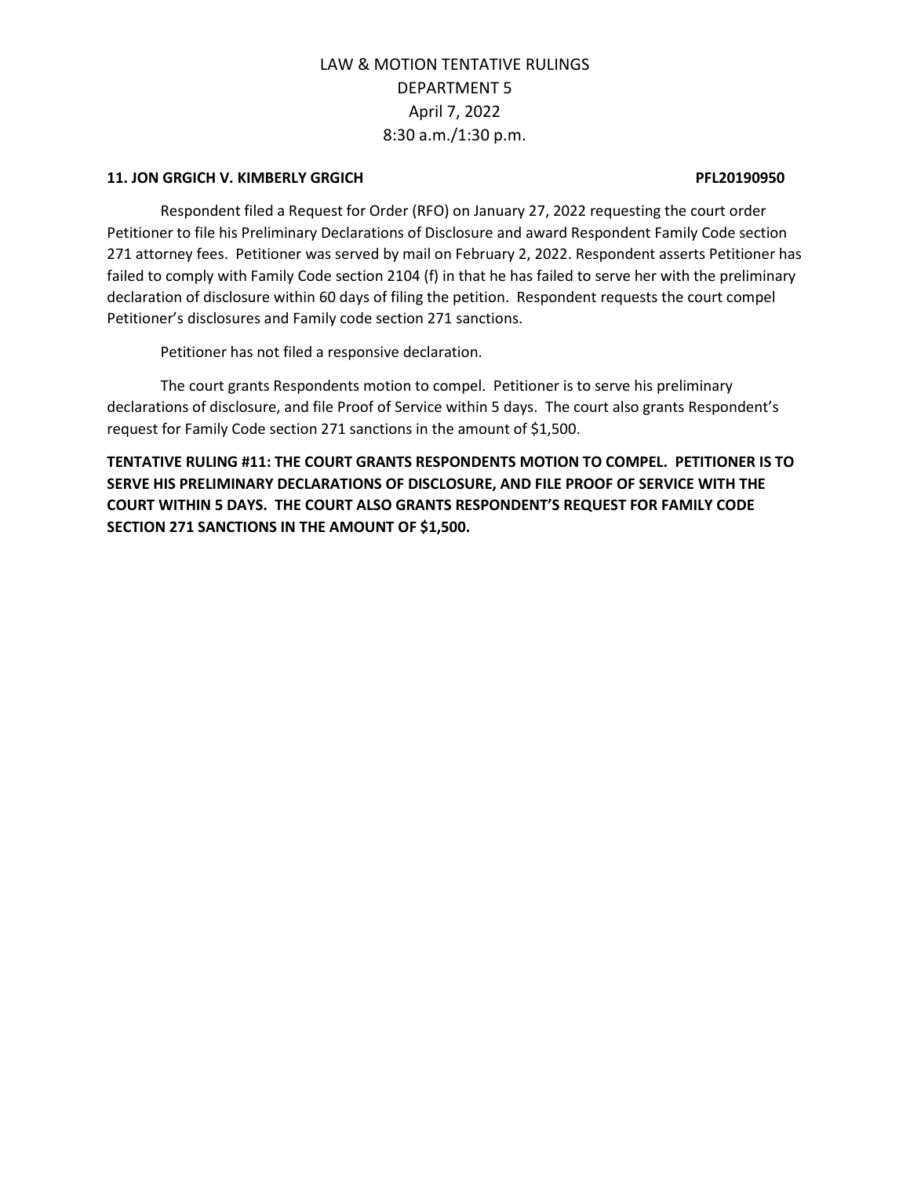LAW & MOTION TENTATIVE RULINGS
DEPARTMENT 5
April 7, 2022
8:30 a.m./1:30 p.m.

**11. JON GRGICH V. KIMBERLY GRGICH PFL20190950**

Respondent filed a Request for Order (RFO) on January 27, 2022 requesting the court order Petitioner to file his Preliminary Declarations of Disclosure and award Respondent Family Code section 271 attorney fees. Petitioner was served by mail on February 2, 2022. Respondent asserts Petitioner has failed to comply with Family Code section 2104 (f) in that he has failed to serve her with the preliminary declaration of disclosure within 60 days of filing the petition. Respondent requests the court compel Petitioner's disclosures and Family code section 271 sanctions.

Petitioner has not filed a responsive declaration.

The court grants Respondents motion to compel. Petitioner is to serve his preliminary declarations of disclosure, and file Proof of Service within 5 days. The court also grants Respondent's request for Family Code section 271 sanctions in the amount of $1,500.

**TENTATIVE RULING #11: THE COURT GRANTS RESPONDENTS MOTION TO COMPEL. PETITIONER IS TO SERVE HIS PRELIMINARY DECLARATIONS OF DISCLOSURE, AND FILE PROOF OF SERVICE WITH THE COURT WITHIN 5 DAYS. THE COURT ALSO GRANTS RESPONDENT'S REQUEST FOR FAMILY CODE SECTION 271 SANCTIONS IN THE AMOUNT OF $1,500.**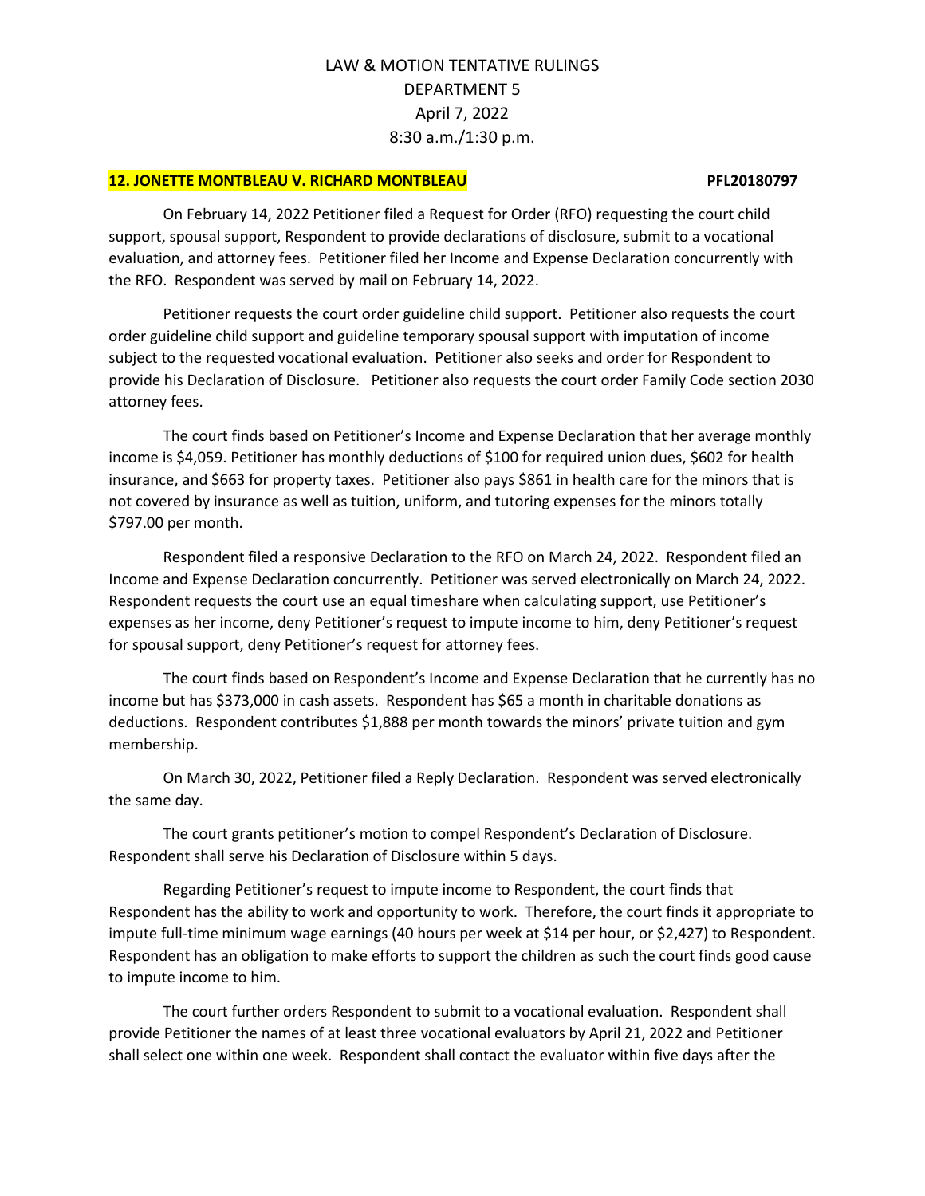LAW & MOTION TENTATIVE RULINGS
DEPARTMENT 5
April 7, 2022
8:30 a.m./1:30 p.m.

**12. JONETTE MONTBLEAU V. RICHARD MONTBLEAU** **PFL20180797**

On February 14, 2022 Petitioner filed a Request for Order (RFO) requesting the court child support, spousal support, Respondent to provide declarations of disclosure, submit to a vocational evaluation, and attorney fees. Petitioner filed her Income and Expense Declaration concurrently with the RFO. Respondent was served by mail on February 14, 2022.

Petitioner requests the court order guideline child support. Petitioner also requests the court order guideline child support and guideline temporary spousal support with imputation of income subject to the requested vocational evaluation. Petitioner also seeks and order for Respondent to provide his Declaration of Disclosure. Petitioner also requests the court order Family Code section 2030 attorney fees.

The court finds based on Petitioner's Income and Expense Declaration that her average monthly income is $4,059. Petitioner has monthly deductions of $100 for required union dues, $602 for health insurance, and $663 for property taxes. Petitioner also pays $861 in health care for the minors that is not covered by insurance as well as tuition, uniform, and tutoring expenses for the minors totally $797.00 per month.

Respondent filed a responsive Declaration to the RFO on March 24, 2022. Respondent filed an Income and Expense Declaration concurrently. Petitioner was served electronically on March 24, 2022. Respondent requests the court use an equal timeshare when calculating support, use Petitioner's expenses as her income, deny Petitioner's request to impute income to him, deny Petitioner's request for spousal support, deny Petitioner's request for attorney fees.

The court finds based on Respondent's Income and Expense Declaration that he currently has no income but has $373,000 in cash assets. Respondent has $65 a month in charitable donations as deductions. Respondent contributes $1,888 per month towards the minors' private tuition and gym membership.

On March 30, 2022, Petitioner filed a Reply Declaration. Respondent was served electronically the same day.

The court grants petitioner's motion to compel Respondent's Declaration of Disclosure. Respondent shall serve his Declaration of Disclosure within 5 days.

Regarding Petitioner's request to impute income to Respondent, the court finds that Respondent has the ability to work and opportunity to work. Therefore, the court finds it appropriate to impute full-time minimum wage earnings (40 hours per week at $14 per hour, or $2,427) to Respondent. Respondent has an obligation to make efforts to support the children as such the court finds good cause to impute income to him.

The court further orders Respondent to submit to a vocational evaluation. Respondent shall provide Petitioner the names of at least three vocational evaluators by April 21, 2022 and Petitioner shall select one within one week. Respondent shall contact the evaluator within five days after the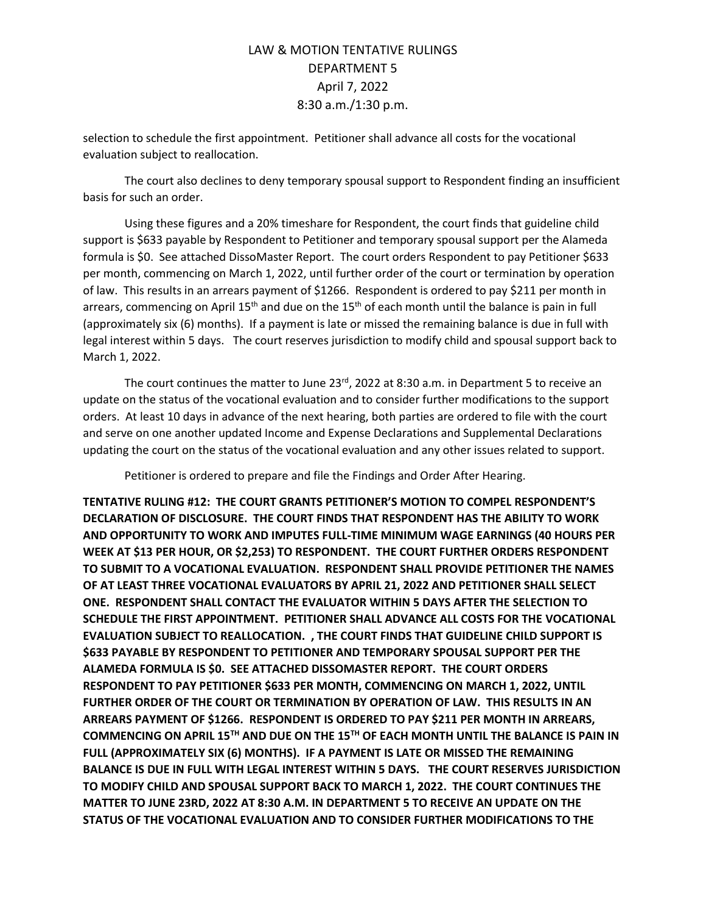selection to schedule the first appointment. Petitioner shall advance all costs for the vocational evaluation subject to reallocation.

The court also declines to deny temporary spousal support to Respondent finding an insufficient basis for such an order.

Using these figures and a 20% timeshare for Respondent, the court finds that guideline child support is $633 payable by Respondent to Petitioner and temporary spousal support per the Alameda formula is $0. See attached DissoMaster Report. The court orders Respondent to pay Petitioner $633 per month, commencing on March 1, 2022, until further order of the court or termination by operation of law. This results in an arrears payment of $1266. Respondent is ordered to pay $211 per month in arrears, commencing on April 15th and due on the 15th of each month until the balance is pain in full (approximately six (6) months). If a payment is late or missed the remaining balance is due in full with legal interest within 5 days. The court reserves jurisdiction to modify child and spousal support back to March 1, 2022.

The court continues the matter to June 23rd, 2022 at 8:30 a.m. in Department 5 to receive an update on the status of the vocational evaluation and to consider further modifications to the support orders. At least 10 days in advance of the next hearing, both parties are ordered to file with the court and serve on one another updated Income and Expense Declarations and Supplemental Declarations updating the court on the status of the vocational evaluation and any other issues related to support.

Petitioner is ordered to prepare and file the Findings and Order After Hearing.

**TENTATIVE RULING #12: THE COURT GRANTS PETITIONER'S MOTION TO COMPEL RESPONDENT'S DECLARATION OF DISCLOSURE. THE COURT FINDS THAT RESPONDENT HAS THE ABILITY TO WORK AND OPPORTUNITY TO WORK AND IMPUTES FULL-TIME MINIMUM WAGE EARNINGS (40 HOURS PER WEEK AT $13 PER HOUR, OR $2,253) TO RESPONDENT. THE COURT FURTHER ORDERS RESPONDENT TO SUBMIT TO A VOCATIONAL EVALUATION. RESPONDENT SHALL PROVIDE PETITIONER THE NAMES OF AT LEAST THREE VOCATIONAL EVALUATORS BY APRIL 21, 2022 AND PETITIONER SHALL SELECT ONE. RESPONDENT SHALL CONTACT THE EVALUATOR WITHIN 5 DAYS AFTER THE SELECTION TO SCHEDULE THE FIRST APPOINTMENT. PETITIONER SHALL ADVANCE ALL COSTS FOR THE VOCATIONAL EVALUATION SUBJECT TO REALLOCATION. , THE COURT FINDS THAT GUIDELINE CHILD SUPPORT IS $633 PAYABLE BY RESPONDENT TO PETITIONER AND TEMPORARY SPOUSAL SUPPORT PER THE ALAMEDA FORMULA IS $0. SEE ATTACHED DISSOMASTER REPORT. THE COURT ORDERS RESPONDENT TO PAY PETITIONER $633 PER MONTH, COMMENCING ON MARCH 1, 2022, UNTIL FURTHER ORDER OF THE COURT OR TERMINATION BY OPERATION OF LAW. THIS RESULTS IN AN ARREARS PAYMENT OF $1266. RESPONDENT IS ORDERED TO PAY $211 PER MONTH IN ARREARS, COMMENCING ON APRIL 15TH AND DUE ON THE 15TH OF EACH MONTH UNTIL THE BALANCE IS PAIN IN FULL (APPROXIMATELY SIX (6) MONTHS). IF A PAYMENT IS LATE OR MISSED THE REMAINING BALANCE IS DUE IN FULL WITH LEGAL INTEREST WITHIN 5 DAYS. THE COURT RESERVES JURISDICTION TO MODIFY CHILD AND SPOUSAL SUPPORT BACK TO MARCH 1, 2022. THE COURT CONTINUES THE MATTER TO JUNE 23RD, 2022 AT 8:30 A.M. IN DEPARTMENT 5 TO RECEIVE AN UPDATE ON THE STATUS OF THE VOCATIONAL EVALUATION AND TO CONSIDER FURTHER MODIFICATIONS TO THE**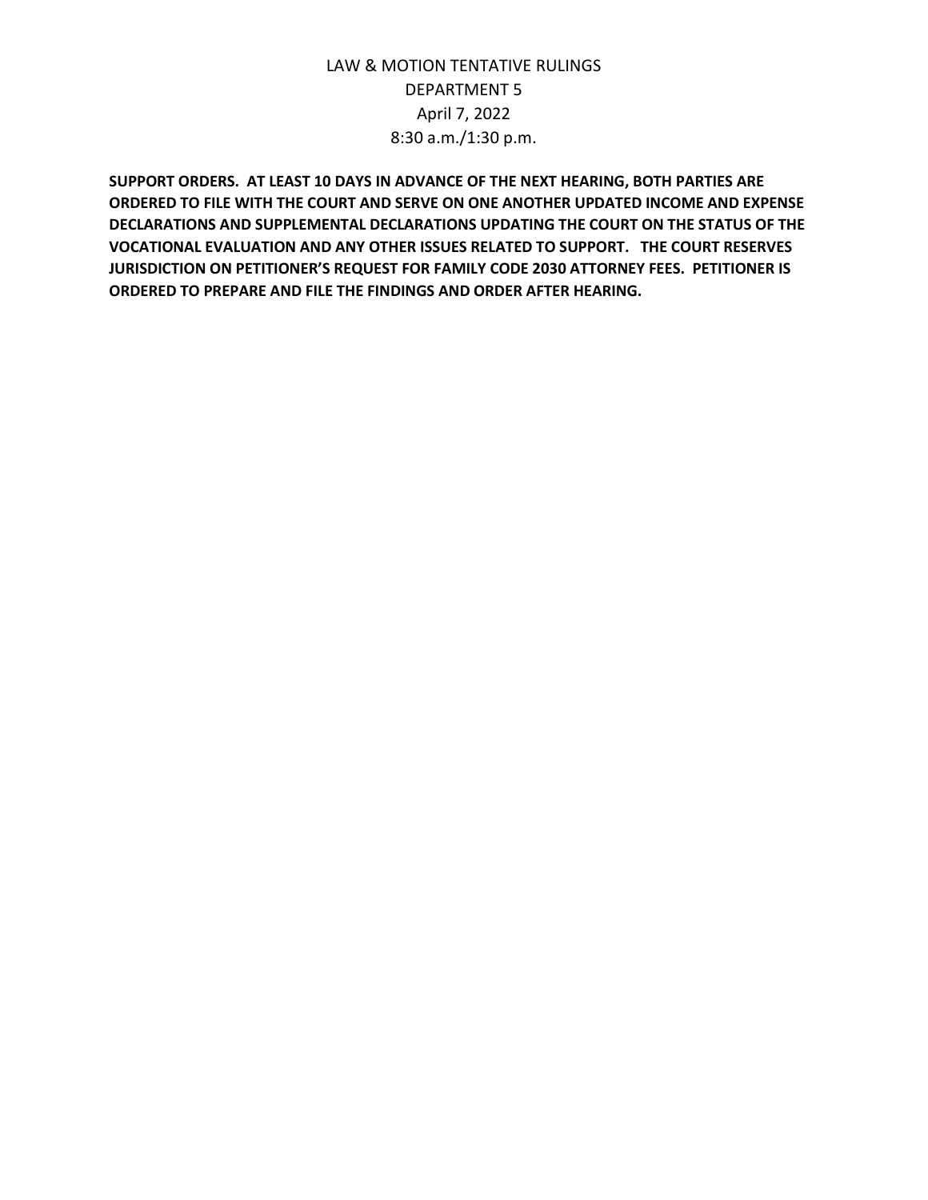LAW & MOTION TENTATIVE RULINGS
DEPARTMENT 5
April 7, 2022
8:30 a.m./1:30 p.m.

**SUPPORT ORDERS. AT LEAST 10 DAYS IN ADVANCE OF THE NEXT HEARING, BOTH PARTIES ARE ORDERED TO FILE WITH THE COURT AND SERVE ON ONE ANOTHER UPDATED INCOME AND EXPENSE DECLARATIONS AND SUPPLEMENTAL DECLARATIONS UPDATING THE COURT ON THE STATUS OF THE VOCATIONAL EVALUATION AND ANY OTHER ISSUES RELATED TO SUPPORT. THE COURT RESERVES JURISDICTION ON PETITIONER'S REQUEST FOR FAMILY CODE 2030 ATTORNEY FEES. PETITIONER IS ORDERED TO PREPARE AND FILE THE FINDINGS AND ORDER AFTER HEARING.**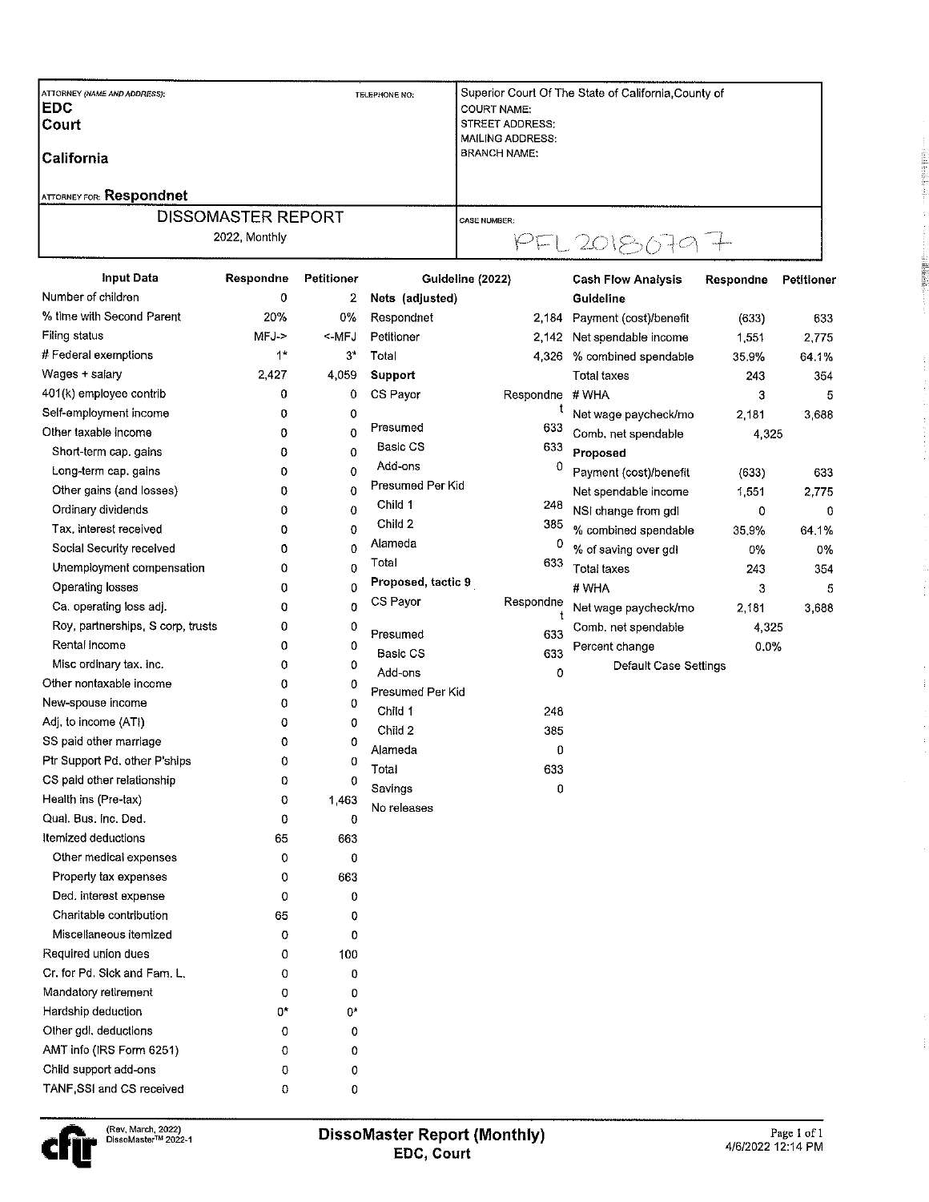| ATTORNEY (NAME AND ADDRESS): | TELEPHONE NO: | Superior Court Of The State of California, County of |
|---|---|---|
| **EDC** | | COURT NAME: |
| **Court** | | STREET ADDRESS: |
| | | MAILING ADDRESS: |
| **California** | | BRANCH NAME: |
| ATTORNEY FOR: **Respondnet** | | |
| DISSOMASTER REPORT | | CASE NUMBER: |
| 2022, Monthly | | PFL20180797 |

| Input Data | Respondne | Petitioner |
|---|---|---|
| Number of children | 0 | 2 |
| % time with Second Parent | 20% | 0% |
| Filing status | MFJ-> | <-MFJ |
| # Federal exemptions | 1* | 3* |
| Wages + salary | 2,427 | 4,059 |
| 401(k) employee contrib | 0 | 0 |
| Self-employment income | 0 | 0 |
| Other taxable income | 0 | 0 |
| Short-term cap. gains | 0 | 0 |
| Long-term cap. gains | 0 | 0 |
| Other gains (and losses) | 0 | 0 |
| Ordinary dividends | 0 | 0 |
| Tax. interest received | 0 | 0 |
| Social Security received | 0 | 0 |
| Unemployment compensation | 0 | 0 |
| Operating losses | 0 | 0 |
| Ca. operating loss adj. | 0 | 0 |
| Roy, partnerships, S corp, trusts | 0 | 0 |
| Rental income | 0 | 0 |
| Misc ordinary tax. inc. | 0 | 0 |
| Other nontaxable income | 0 | 0 |
| New-spouse income | 0 | 0 |
| Adj. to income (ATI) | 0 | 0 |
| SS paid other marriage | 0 | 0 |
| Ptr Support Pd. other P'ships | 0 | 0 |
| CS paid other relationship | 0 | 0 |
| Health ins (Pre-tax) | 0 | 1,463 |
| Qual. Bus. Inc. Ded. | 0 | 0 |
| Itemized deductions | 65 | 663 |
| Other medical expenses | 0 | 0 |
| Property tax expenses | 0 | 663 |
| Ded. interest expense | 0 | 0 |
| Charitable contribution | 65 | 0 |
| Miscellaneous itemized | 0 | 0 |
| Required union dues | 0 | 100 |
| Cr. for Pd. Sick and Fam. L. | 0 | 0 |
| Mandatory retirement | 0 | 0 |
| Hardship deduction | 0* | 0* |
| Other gdl. deductions | 0 | 0 |
| AMT info (IRS Form 6251) | 0 | 0 |
| Child support add-ons | 0 | 0 |
| TANF,SSI and CS received | 0 | 0 |

| Guideline (2022) | |
|---|---|
| **Nets (adjusted)** | |
| Respondnet | 2,184 |
| Petitioner | 2,142 |
| Total | 4,326 |
| **Support** | |
| CS Payor | Respondnet |
| Presumed | 633 |
| Basic CS | 633 |
| Add-ons | 0 |
| Presumed Per Kid | |
| Child 1 | 248 |
| Child 2 | 385 |
| Alameda | 0 |
| Total | 633 |
| **Proposed, tactic 9** | |
| CS Payor | Respondnet |
| Presumed | 633 |
| Basic CS | 633 |
| Add-ons | 0 |
| Presumed Per Kid | |
| Child 1 | 248 |
| Child 2 | 385 |
| Alameda | 0 |
| Total | 633 |
| Savings | 0 |
| No releases | |

| Cash Flow Analysis | Respondne | Petitioner |
|---|---|---|
| **Guideline** | | |
| Payment (cost)/benefit | (633) | 633 |
| Net spendable income | 1,551 | 2,775 |
| % combined spendable | 35.9% | 64.1% |
| Total taxes | 243 | 354 |
| # WHA | 3 | 5 |
| Net wage paycheck/mo | 2,181 | 3,688 |
| Comb. net spendable | 4,325 | |
| **Proposed** | | |
| Payment (cost)/benefit | (633) | 633 |
| Net spendable income | 1,551 | 2,775 |
| NSI change from gdl | 0 | 0 |
| % combined spendable | 35.9% | 64.1% |
| % of saving over gdl | 0% | 0% |
| Total taxes | 243 | 354 |
| # WHA | 3 | 5 |
| Net wage paycheck/mo | 2,181 | 3,688 |
| Comb. net spendable | 4,325 | |
| Percent change | 0.0% | |

Default Case Settings

(Rev. March, 2022) DissoMaster™ 2022-1

**DissoMaster Report (Monthly)**
**EDC, Court**

Page 1 of 1
4/6/2022 12:14 PM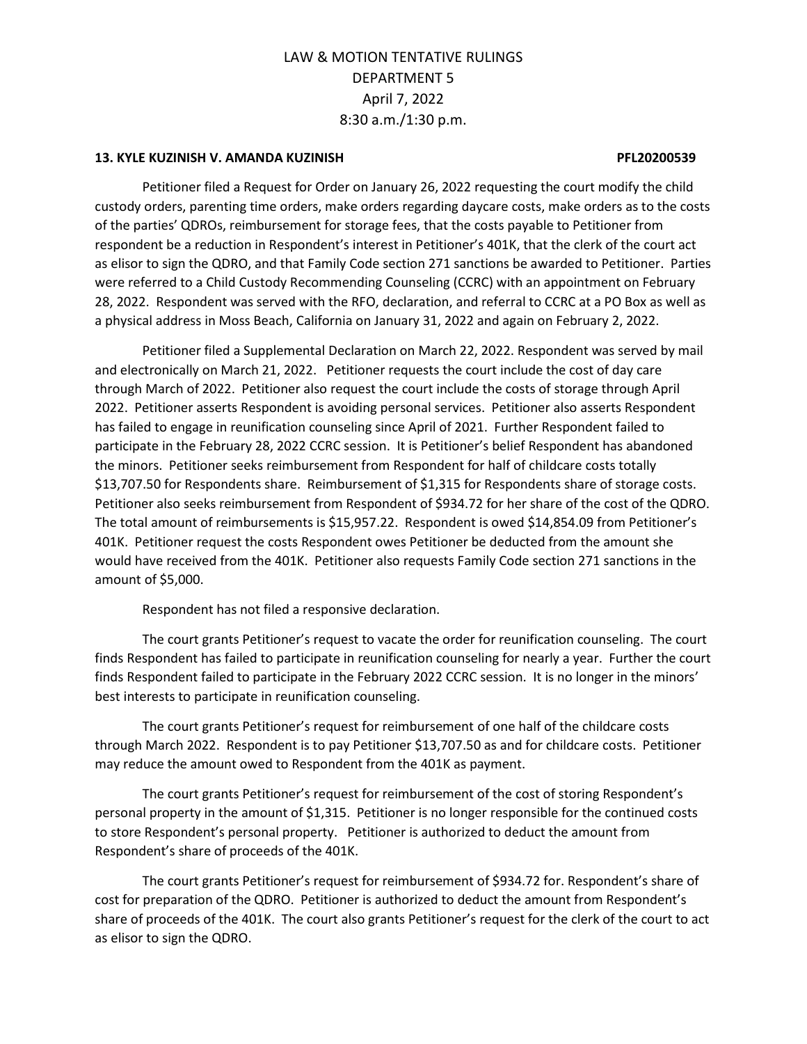LAW & MOTION TENTATIVE RULINGS
DEPARTMENT 5
April 7, 2022
8:30 a.m./1:30 p.m.

**13. KYLE KUZINISH V. AMANDA KUZINISH PFL20200539**

Petitioner filed a Request for Order on January 26, 2022 requesting the court modify the child custody orders, parenting time orders, make orders regarding daycare costs, make orders as to the costs of the parties' QDROs, reimbursement for storage fees, that the costs payable to Petitioner from respondent be a reduction in Respondent's interest in Petitioner's 401K, that the clerk of the court act as elisor to sign the QDRO, and that Family Code section 271 sanctions be awarded to Petitioner. Parties were referred to a Child Custody Recommending Counseling (CCRC) with an appointment on February 28, 2022. Respondent was served with the RFO, declaration, and referral to CCRC at a PO Box as well as a physical address in Moss Beach, California on January 31, 2022 and again on February 2, 2022.

Petitioner filed a Supplemental Declaration on March 22, 2022. Respondent was served by mail and electronically on March 21, 2022. Petitioner requests the court include the cost of day care through March of 2022. Petitioner also request the court include the costs of storage through April 2022. Petitioner asserts Respondent is avoiding personal services. Petitioner also asserts Respondent has failed to engage in reunification counseling since April of 2021. Further Respondent failed to participate in the February 28, 2022 CCRC session. It is Petitioner's belief Respondent has abandoned the minors. Petitioner seeks reimbursement from Respondent for half of childcare costs totally $13,707.50 for Respondents share. Reimbursement of $1,315 for Respondents share of storage costs. Petitioner also seeks reimbursement from Respondent of $934.72 for her share of the cost of the QDRO. The total amount of reimbursements is $15,957.22. Respondent is owed $14,854.09 from Petitioner's 401K. Petitioner request the costs Respondent owes Petitioner be deducted from the amount she would have received from the 401K. Petitioner also requests Family Code section 271 sanctions in the amount of $5,000.

Respondent has not filed a responsive declaration.

The court grants Petitioner's request to vacate the order for reunification counseling. The court finds Respondent has failed to participate in reunification counseling for nearly a year. Further the court finds Respondent failed to participate in the February 2022 CCRC session. It is no longer in the minors' best interests to participate in reunification counseling.

The court grants Petitioner's request for reimbursement of one half of the childcare costs through March 2022. Respondent is to pay Petitioner $13,707.50 as and for childcare costs. Petitioner may reduce the amount owed to Respondent from the 401K as payment.

The court grants Petitioner's request for reimbursement of the cost of storing Respondent's personal property in the amount of $1,315. Petitioner is no longer responsible for the continued costs to store Respondent's personal property. Petitioner is authorized to deduct the amount from Respondent's share of proceeds of the 401K.

The court grants Petitioner's request for reimbursement of $934.72 for. Respondent's share of cost for preparation of the QDRO. Petitioner is authorized to deduct the amount from Respondent's share of proceeds of the 401K. The court also grants Petitioner's request for the clerk of the court to act as elisor to sign the QDRO.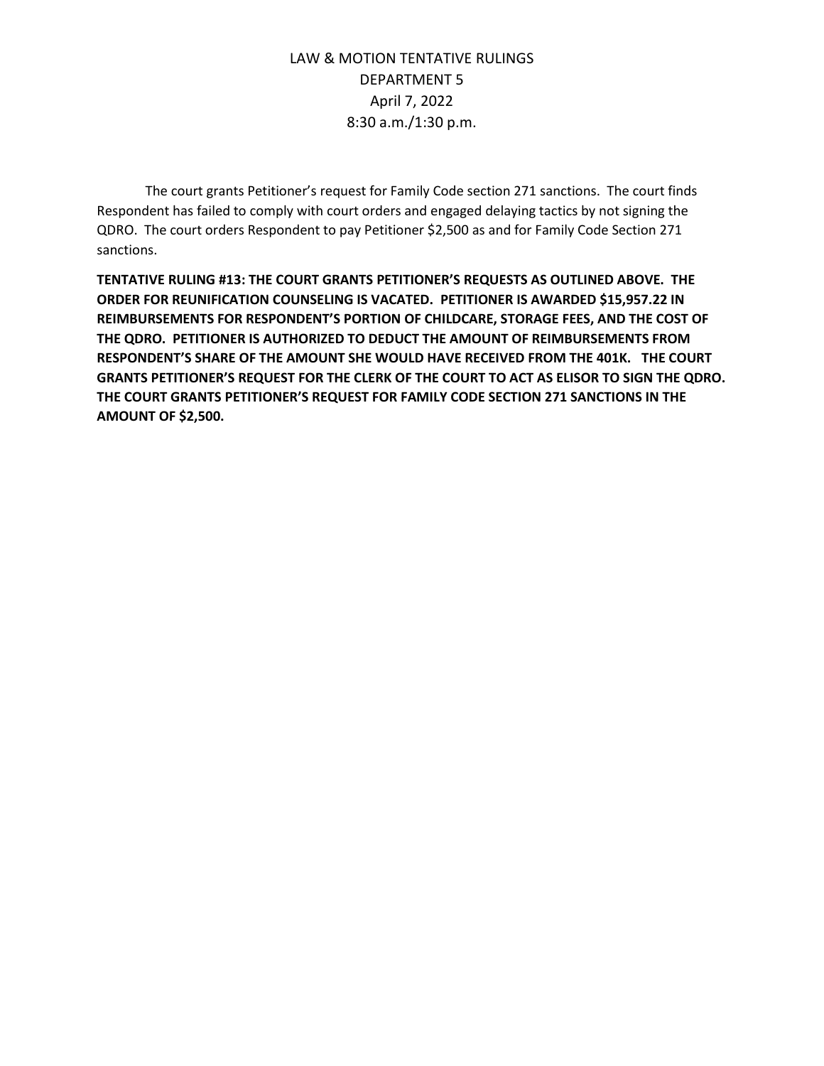LAW & MOTION TENTATIVE RULINGS
DEPARTMENT 5
April 7, 2022
8:30 a.m./1:30 p.m.

The court grants Petitioner's request for Family Code section 271 sanctions. The court finds Respondent has failed to comply with court orders and engaged delaying tactics by not signing the QDRO. The court orders Respondent to pay Petitioner $2,500 as and for Family Code Section 271 sanctions.

**TENTATIVE RULING #13: THE COURT GRANTS PETITIONER'S REQUESTS AS OUTLINED ABOVE. THE ORDER FOR REUNIFICATION COUNSELING IS VACATED. PETITIONER IS AWARDED $15,957.22 IN REIMBURSEMENTS FOR RESPONDENT'S PORTION OF CHILDCARE, STORAGE FEES, AND THE COST OF THE QDRO. PETITIONER IS AUTHORIZED TO DEDUCT THE AMOUNT OF REIMBURSEMENTS FROM RESPONDENT'S SHARE OF THE AMOUNT SHE WOULD HAVE RECEIVED FROM THE 401K. THE COURT GRANTS PETITIONER'S REQUEST FOR THE CLERK OF THE COURT TO ACT AS ELISOR TO SIGN THE QDRO. THE COURT GRANTS PETITIONER'S REQUEST FOR FAMILY CODE SECTION 271 SANCTIONS IN THE AMOUNT OF $2,500.**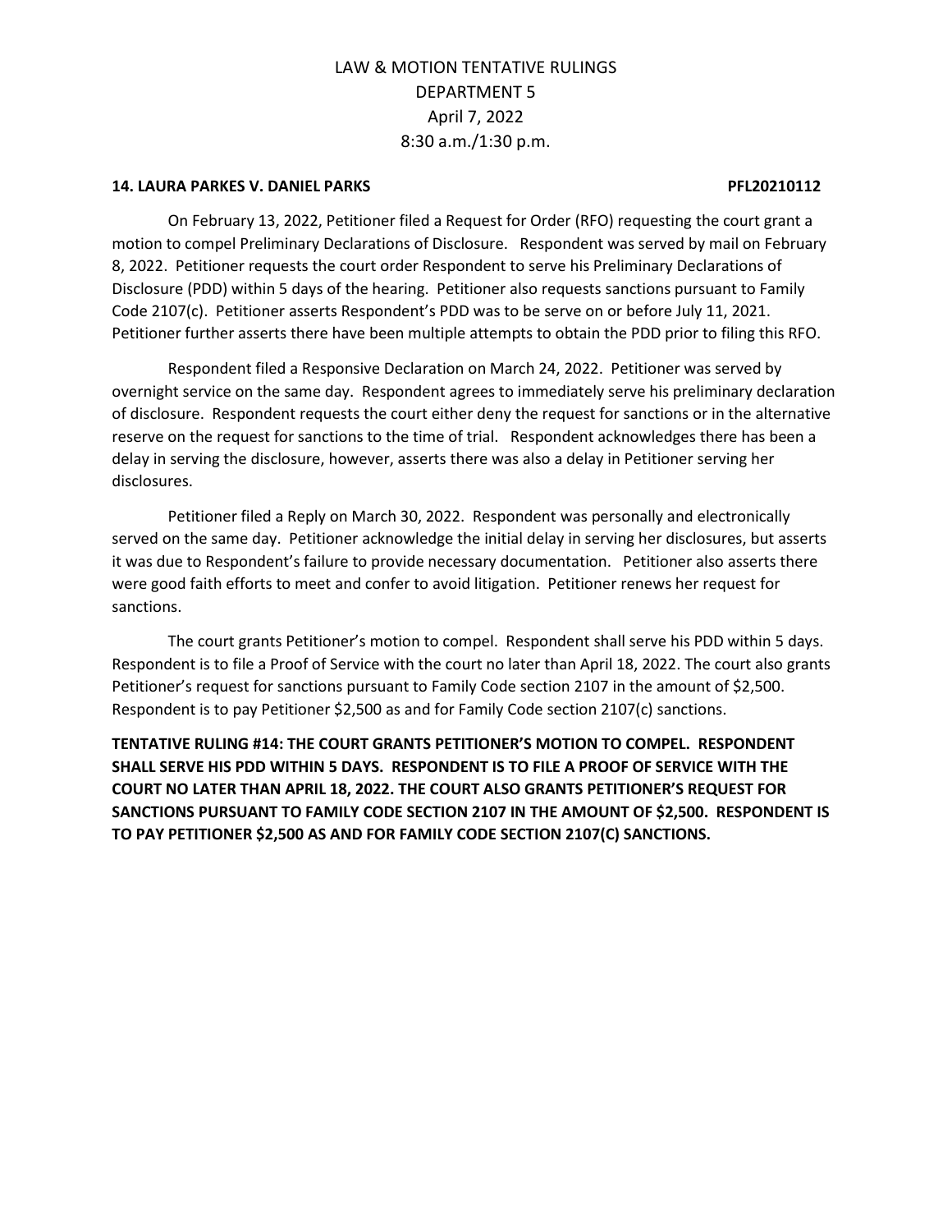LAW & MOTION TENTATIVE RULINGS
DEPARTMENT 5
April 7, 2022
8:30 a.m./1:30 p.m.

**14. LAURA PARKES V. DANIEL PARKS PFL20210112**

On February 13, 2022, Petitioner filed a Request for Order (RFO) requesting the court grant a motion to compel Preliminary Declarations of Disclosure. Respondent was served by mail on February 8, 2022. Petitioner requests the court order Respondent to serve his Preliminary Declarations of Disclosure (PDD) within 5 days of the hearing. Petitioner also requests sanctions pursuant to Family Code 2107(c). Petitioner asserts Respondent's PDD was to be serve on or before July 11, 2021. Petitioner further asserts there have been multiple attempts to obtain the PDD prior to filing this RFO.

Respondent filed a Responsive Declaration on March 24, 2022. Petitioner was served by overnight service on the same day. Respondent agrees to immediately serve his preliminary declaration of disclosure. Respondent requests the court either deny the request for sanctions or in the alternative reserve on the request for sanctions to the time of trial. Respondent acknowledges there has been a delay in serving the disclosure, however, asserts there was also a delay in Petitioner serving her disclosures.

Petitioner filed a Reply on March 30, 2022. Respondent was personally and electronically served on the same day. Petitioner acknowledge the initial delay in serving her disclosures, but asserts it was due to Respondent's failure to provide necessary documentation. Petitioner also asserts there were good faith efforts to meet and confer to avoid litigation. Petitioner renews her request for sanctions.

The court grants Petitioner's motion to compel. Respondent shall serve his PDD within 5 days. Respondent is to file a Proof of Service with the court no later than April 18, 2022. The court also grants Petitioner's request for sanctions pursuant to Family Code section 2107 in the amount of $2,500. Respondent is to pay Petitioner $2,500 as and for Family Code section 2107(c) sanctions.

**TENTATIVE RULING #14: THE COURT GRANTS PETITIONER'S MOTION TO COMPEL. RESPONDENT SHALL SERVE HIS PDD WITHIN 5 DAYS. RESPONDENT IS TO FILE A PROOF OF SERVICE WITH THE COURT NO LATER THAN APRIL 18, 2022. THE COURT ALSO GRANTS PETITIONER'S REQUEST FOR SANCTIONS PURSUANT TO FAMILY CODE SECTION 2107 IN THE AMOUNT OF $2,500. RESPONDENT IS TO PAY PETITIONER $2,500 AS AND FOR FAMILY CODE SECTION 2107(C) SANCTIONS.**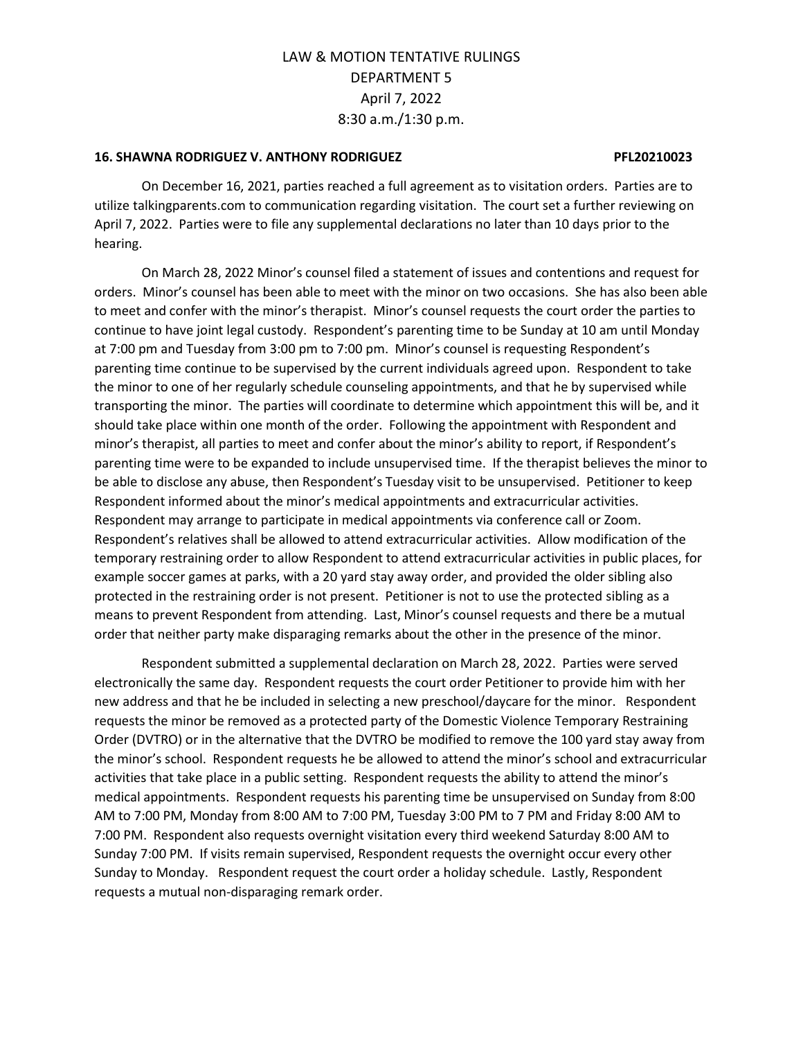# LAW & MOTION TENTATIVE RULINGS
## DEPARTMENT 5
## April 7, 2022
## 8:30 a.m./1:30 p.m.

**16. SHAWNA RODRIGUEZ V. ANTHONY RODRIGUEZ PFL20210023**

On December 16, 2021, parties reached a full agreement as to visitation orders. Parties are to utilize talkingparents.com to communication regarding visitation. The court set a further reviewing on April 7, 2022. Parties were to file any supplemental declarations no later than 10 days prior to the hearing.

On March 28, 2022 Minor's counsel filed a statement of issues and contentions and request for orders. Minor's counsel has been able to meet with the minor on two occasions. She has also been able to meet and confer with the minor's therapist. Minor's counsel requests the court order the parties to continue to have joint legal custody. Respondent's parenting time to be Sunday at 10 am until Monday at 7:00 pm and Tuesday from 3:00 pm to 7:00 pm. Minor's counsel is requesting Respondent's parenting time continue to be supervised by the current individuals agreed upon. Respondent to take the minor to one of her regularly schedule counseling appointments, and that he by supervised while transporting the minor. The parties will coordinate to determine which appointment this will be, and it should take place within one month of the order. Following the appointment with Respondent and minor's therapist, all parties to meet and confer about the minor's ability to report, if Respondent's parenting time were to be expanded to include unsupervised time. If the therapist believes the minor to be able to disclose any abuse, then Respondent's Tuesday visit to be unsupervised. Petitioner to keep Respondent informed about the minor's medical appointments and extracurricular activities. Respondent may arrange to participate in medical appointments via conference call or Zoom. Respondent's relatives shall be allowed to attend extracurricular activities. Allow modification of the temporary restraining order to allow Respondent to attend extracurricular activities in public places, for example soccer games at parks, with a 20 yard stay away order, and provided the older sibling also protected in the restraining order is not present. Petitioner is not to use the protected sibling as a means to prevent Respondent from attending. Last, Minor's counsel requests and there be a mutual order that neither party make disparaging remarks about the other in the presence of the minor.

Respondent submitted a supplemental declaration on March 28, 2022. Parties were served electronically the same day. Respondent requests the court order Petitioner to provide him with her new address and that he be included in selecting a new preschool/daycare for the minor. Respondent requests the minor be removed as a protected party of the Domestic Violence Temporary Restraining Order (DVTRO) or in the alternative that the DVTRO be modified to remove the 100 yard stay away from the minor's school. Respondent requests he be allowed to attend the minor's school and extracurricular activities that take place in a public setting. Respondent requests the ability to attend the minor's medical appointments. Respondent requests his parenting time be unsupervised on Sunday from 8:00 AM to 7:00 PM, Monday from 8:00 AM to 7:00 PM, Tuesday 3:00 PM to 7 PM and Friday 8:00 AM to 7:00 PM. Respondent also requests overnight visitation every third weekend Saturday 8:00 AM to Sunday 7:00 PM. If visits remain supervised, Respondent requests the overnight occur every other Sunday to Monday. Respondent request the court order a holiday schedule. Lastly, Respondent requests a mutual non-disparaging remark order.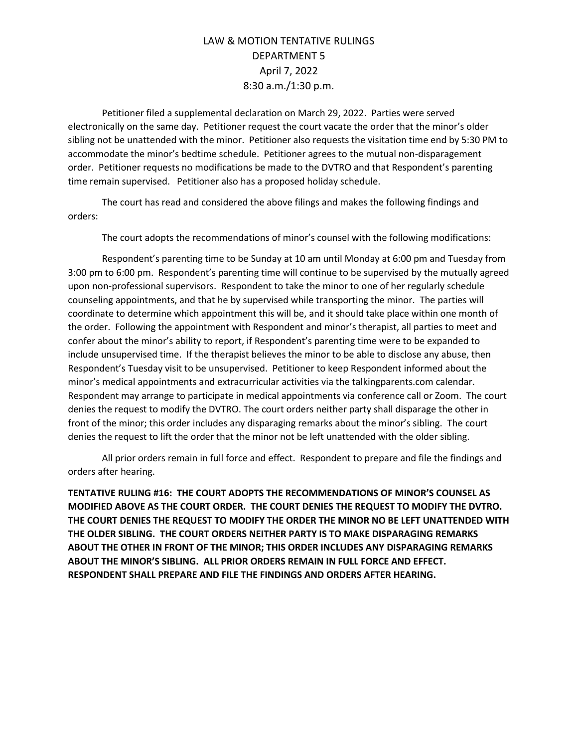LAW & MOTION TENTATIVE RULINGS
DEPARTMENT 5
April 7, 2022
8:30 a.m./1:30 p.m.

Petitioner filed a supplemental declaration on March 29, 2022. Parties were served electronically on the same day. Petitioner request the court vacate the order that the minor's older sibling not be unattended with the minor. Petitioner also requests the visitation time end by 5:30 PM to accommodate the minor's bedtime schedule. Petitioner agrees to the mutual non-disparagement order. Petitioner requests no modifications be made to the DVTRO and that Respondent's parenting time remain supervised. Petitioner also has a proposed holiday schedule.

The court has read and considered the above filings and makes the following findings and orders:

The court adopts the recommendations of minor's counsel with the following modifications:

Respondent's parenting time to be Sunday at 10 am until Monday at 6:00 pm and Tuesday from 3:00 pm to 6:00 pm. Respondent's parenting time will continue to be supervised by the mutually agreed upon non-professional supervisors. Respondent to take the minor to one of her regularly schedule counseling appointments, and that he by supervised while transporting the minor. The parties will coordinate to determine which appointment this will be, and it should take place within one month of the order. Following the appointment with Respondent and minor's therapist, all parties to meet and confer about the minor's ability to report, if Respondent's parenting time were to be expanded to include unsupervised time. If the therapist believes the minor to be able to disclose any abuse, then Respondent's Tuesday visit to be unsupervised. Petitioner to keep Respondent informed about the minor's medical appointments and extracurricular activities via the talkingparents.com calendar. Respondent may arrange to participate in medical appointments via conference call or Zoom. The court denies the request to modify the DVTRO. The court orders neither party shall disparage the other in front of the minor; this order includes any disparaging remarks about the minor's sibling. The court denies the request to lift the order that the minor not be left unattended with the older sibling.

All prior orders remain in full force and effect. Respondent to prepare and file the findings and orders after hearing.

**TENTATIVE RULING #16: THE COURT ADOPTS THE RECOMMENDATIONS OF MINOR'S COUNSEL AS MODIFIED ABOVE AS THE COURT ORDER. THE COURT DENIES THE REQUEST TO MODIFY THE DVTRO. THE COURT DENIES THE REQUEST TO MODIFY THE ORDER THE MINOR NO BE LEFT UNATTENDED WITH THE OLDER SIBLING. THE COURT ORDERS NEITHER PARTY IS TO MAKE DISPARAGING REMARKS ABOUT THE OTHER IN FRONT OF THE MINOR; THIS ORDER INCLUDES ANY DISPARAGING REMARKS ABOUT THE MINOR'S SIBLING. ALL PRIOR ORDERS REMAIN IN FULL FORCE AND EFFECT. RESPONDENT SHALL PREPARE AND FILE THE FINDINGS AND ORDERS AFTER HEARING.**